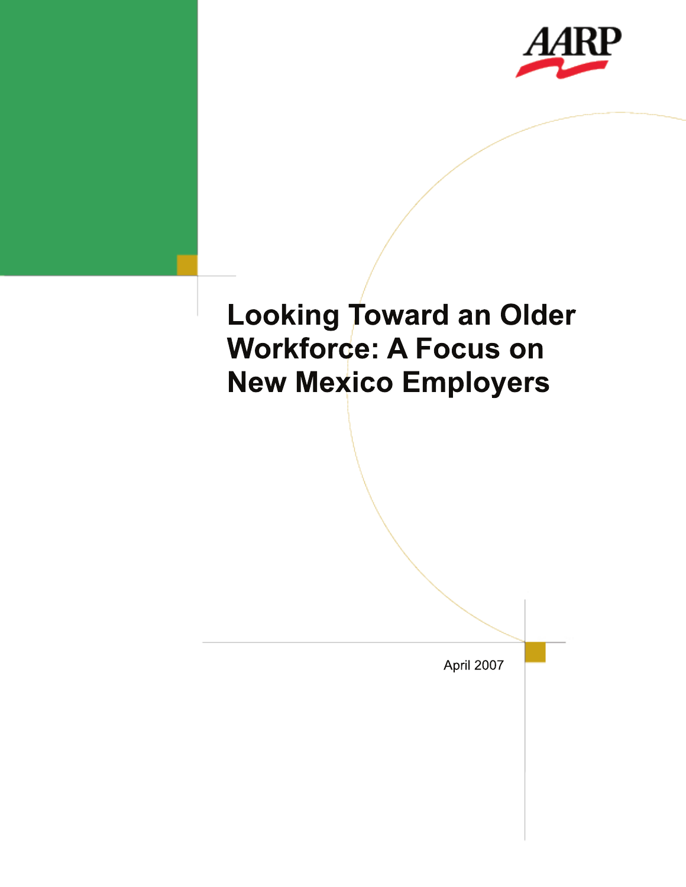AARP

# Looking Toward an Older Workforce: A Focus on New Mexico Employers

April 2007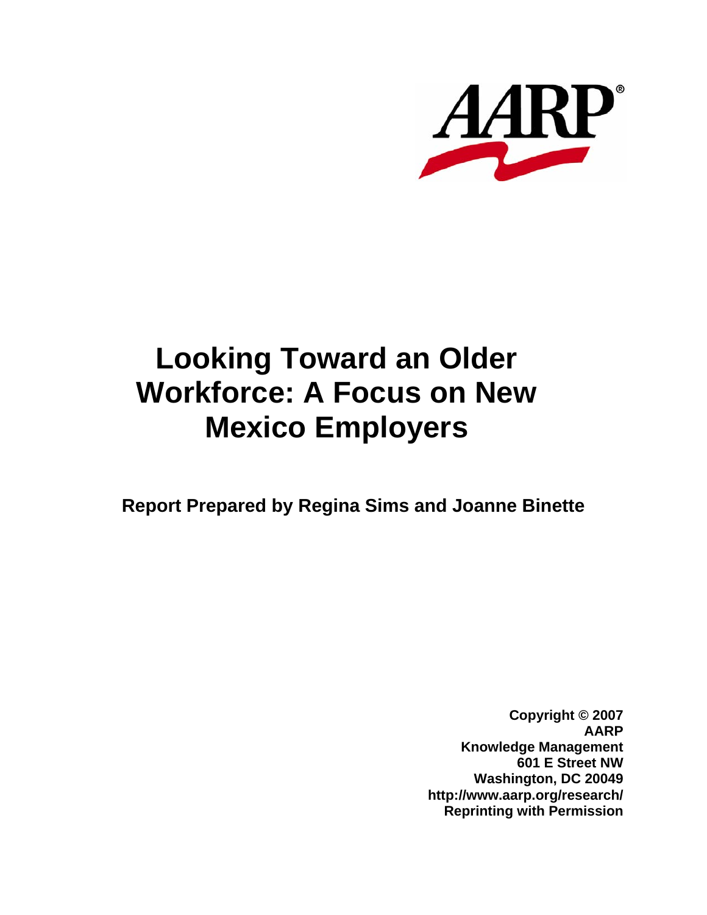AARP®

# Looking Toward an Older Workforce: A Focus on New Mexico Employers

**Report Prepared by Regina Sims and Joanne Binette**

**Copyright © 2007**
**AARP**
**Knowledge Management**
**601 E Street NW**
**Washington, DC 20049**
**http://www.aarp.org/research/**
**Reprinting with Permission**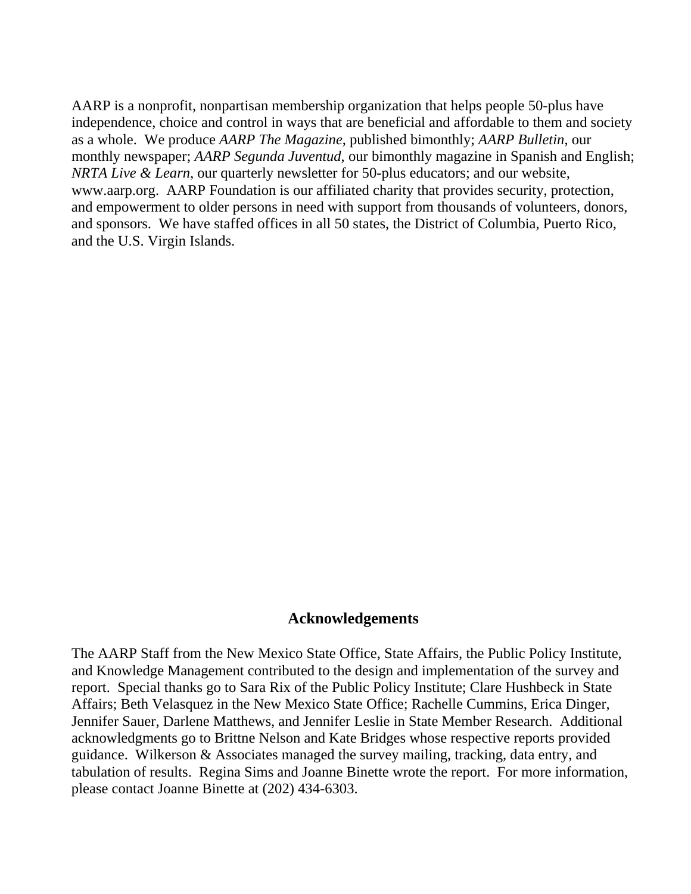AARP is a nonprofit, nonpartisan membership organization that helps people 50-plus have independence, choice and control in ways that are beneficial and affordable to them and society as a whole. We produce *AARP The Magazine*, published bimonthly; *AARP Bulletin*, our monthly newspaper; *AARP Segunda Juventud*, our bimonthly magazine in Spanish and English; *NRTA Live & Learn*, our quarterly newsletter for 50-plus educators; and our website, www.aarp.org. AARP Foundation is our affiliated charity that provides security, protection, and empowerment to older persons in need with support from thousands of volunteers, donors, and sponsors. We have staffed offices in all 50 states, the District of Columbia, Puerto Rico, and the U.S. Virgin Islands.

## Acknowledgements

The AARP Staff from the New Mexico State Office, State Affairs, the Public Policy Institute, and Knowledge Management contributed to the design and implementation of the survey and report. Special thanks go to Sara Rix of the Public Policy Institute; Clare Hushbeck in State Affairs; Beth Velasquez in the New Mexico State Office; Rachelle Cummins, Erica Dinger, Jennifer Sauer, Darlene Matthews, and Jennifer Leslie in State Member Research. Additional acknowledgments go to Brittne Nelson and Kate Bridges whose respective reports provided guidance. Wilkerson & Associates managed the survey mailing, tracking, data entry, and tabulation of results. Regina Sims and Joanne Binette wrote the report. For more information, please contact Joanne Binette at (202) 434-6303.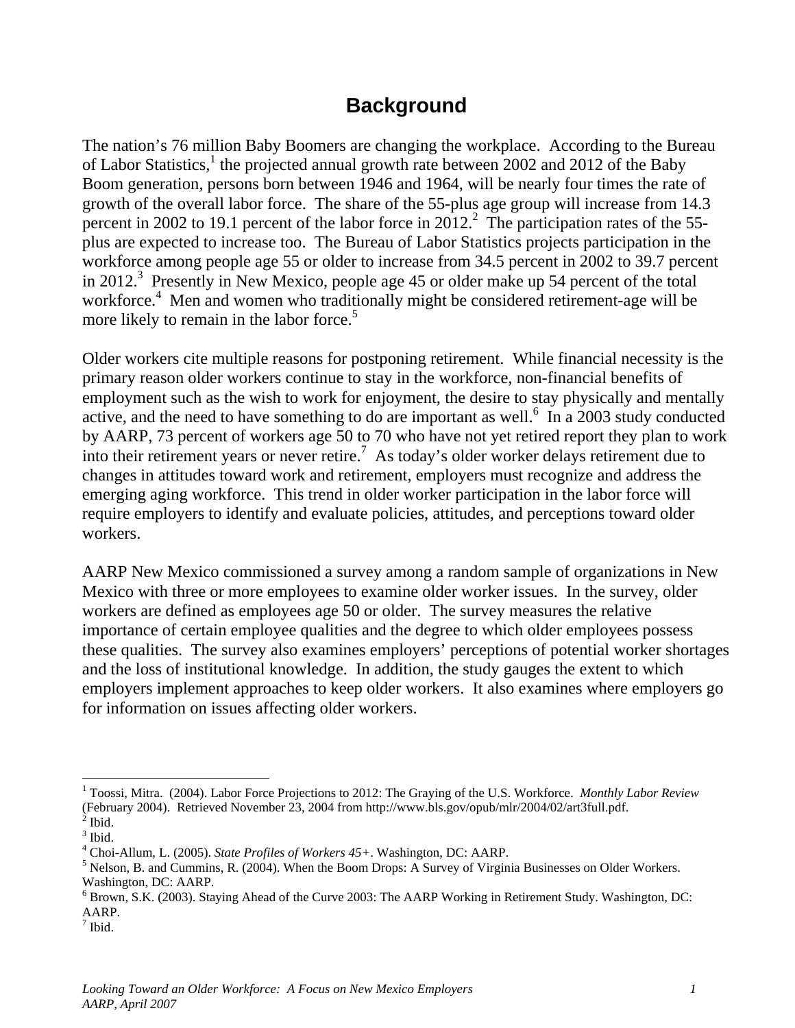# Background

The nation's 76 million Baby Boomers are changing the workplace. According to the Bureau of Labor Statistics,[1] the projected annual growth rate between 2002 and 2012 of the Baby Boom generation, persons born between 1946 and 1964, will be nearly four times the rate of growth of the overall labor force. The share of the 55-plus age group will increase from 14.3 percent in 2002 to 19.1 percent of the labor force in 2012.[2] The participation rates of the 55-plus are expected to increase too. The Bureau of Labor Statistics projects participation in the workforce among people age 55 or older to increase from 34.5 percent in 2002 to 39.7 percent in 2012.[3] Presently in New Mexico, people age 45 or older make up 54 percent of the total workforce.[4] Men and women who traditionally might be considered retirement-age will be more likely to remain in the labor force.[5]

Older workers cite multiple reasons for postponing retirement. While financial necessity is the primary reason older workers continue to stay in the workforce, non-financial benefits of employment such as the wish to work for enjoyment, the desire to stay physically and mentally active, and the need to have something to do are important as well.[6] In a 2003 study conducted by AARP, 73 percent of workers age 50 to 70 who have not yet retired report they plan to work into their retirement years or never retire.[7] As today's older worker delays retirement due to changes in attitudes toward work and retirement, employers must recognize and address the emerging aging workforce. This trend in older worker participation in the labor force will require employers to identify and evaluate policies, attitudes, and perceptions toward older workers.

AARP New Mexico commissioned a survey among a random sample of organizations in New Mexico with three or more employees to examine older worker issues. In the survey, older workers are defined as employees age 50 or older. The survey measures the relative importance of certain employee qualities and the degree to which older employees possess these qualities. The survey also examines employers' perceptions of potential worker shortages and the loss of institutional knowledge. In addition, the study gauges the extent to which employers implement approaches to keep older workers. It also examines where employers go for information on issues affecting older workers.

---

[1] Toossi, Mitra. (2004). Labor Force Projections to 2012: The Graying of the U.S. Workforce. *Monthly Labor Review* (February 2004). Retrieved November 23, 2004 from http://www.bls.gov/opub/mlr/2004/02/art3full.pdf.
[2] Ibid.
[3] Ibid.
[4] Choi-Allum, L. (2005). *State Profiles of Workers 45+*. Washington, DC: AARP.
[5] Nelson, B. and Cummins, R. (2004). When the Boom Drops: A Survey of Virginia Businesses on Older Workers. Washington, DC: AARP.
[6] Brown, S.K. (2003). Staying Ahead of the Curve 2003: The AARP Working in Retirement Study. Washington, DC: AARP.
[7] Ibid.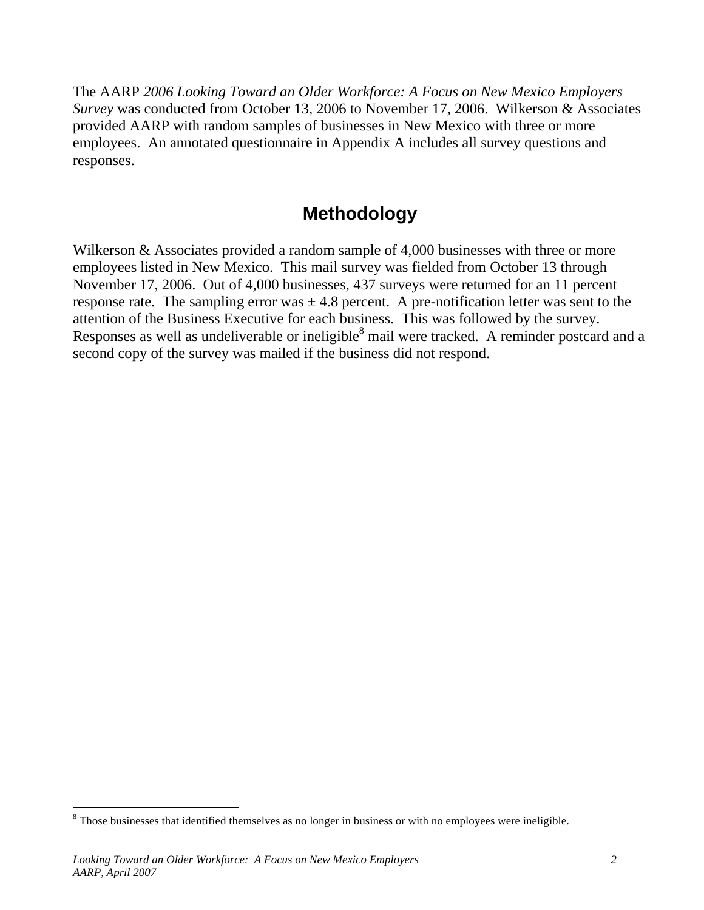The AARP *2006 Looking Toward an Older Workforce: A Focus on New Mexico Employers Survey* was conducted from October 13, 2006 to November 17, 2006. Wilkerson & Associates provided AARP with random samples of businesses in New Mexico with three or more employees. An annotated questionnaire in Appendix A includes all survey questions and responses.

## Methodology

Wilkerson & Associates provided a random sample of 4,000 businesses with three or more employees listed in New Mexico. This mail survey was fielded from October 13 through November 17, 2006. Out of 4,000 businesses, 437 surveys were returned for an 11 percent response rate. The sampling error was ± 4.8 percent. A pre-notification letter was sent to the attention of the Business Executive for each business. This was followed by the survey. Responses as well as undeliverable or ineligible[8] mail were tracked. A reminder postcard and a second copy of the survey was mailed if the business did not respond.

[8] Those businesses that identified themselves as no longer in business or with no employees were ineligible.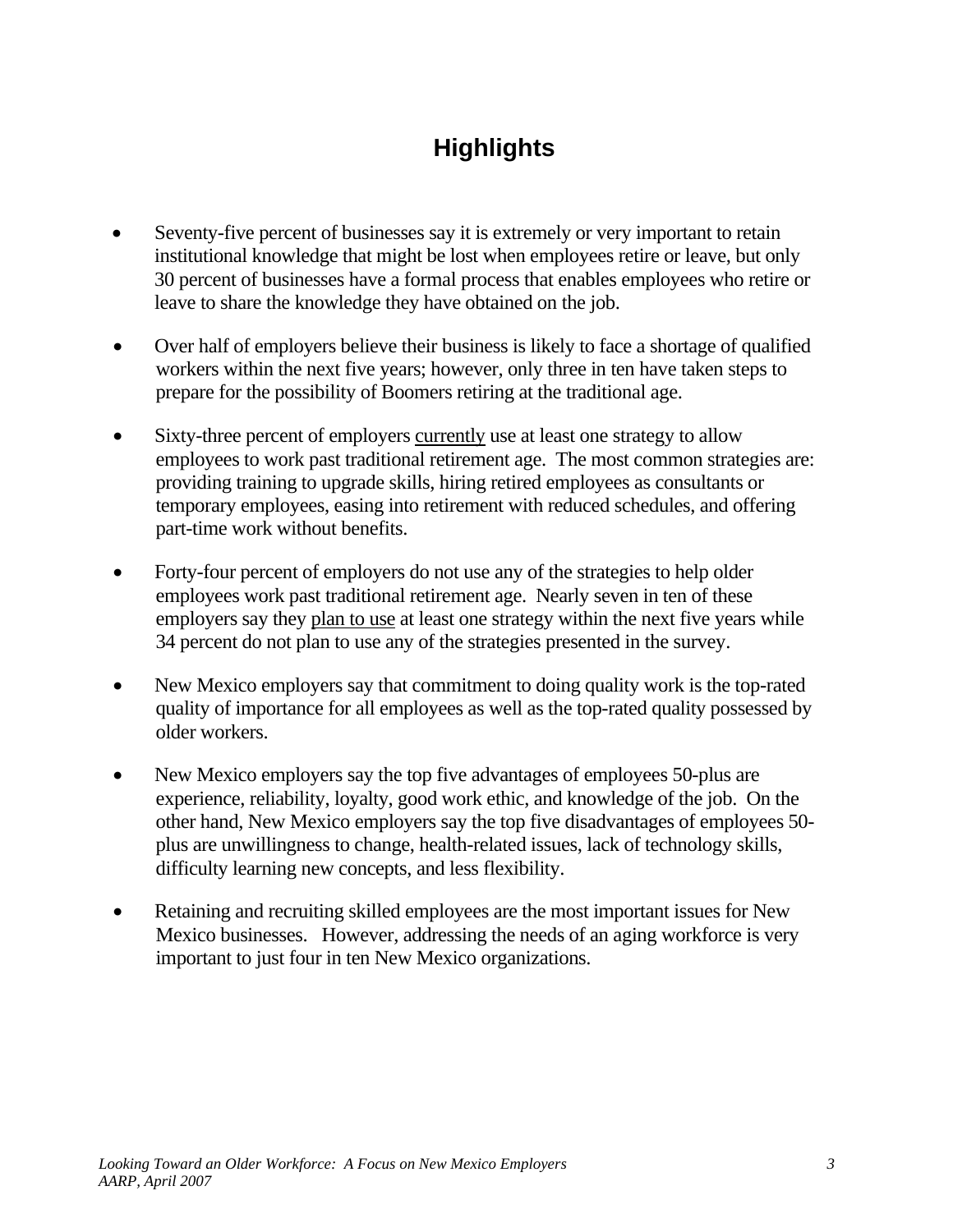# Highlights

- Seventy-five percent of businesses say it is extremely or very important to retain institutional knowledge that might be lost when employees retire or leave, but only 30 percent of businesses have a formal process that enables employees who retire or leave to share the knowledge they have obtained on the job.
- Over half of employers believe their business is likely to face a shortage of qualified workers within the next five years; however, only three in ten have taken steps to prepare for the possibility of Boomers retiring at the traditional age.
- Sixty-three percent of employers <u>currently</u> use at least one strategy to allow employees to work past traditional retirement age. The most common strategies are: providing training to upgrade skills, hiring retired employees as consultants or temporary employees, easing into retirement with reduced schedules, and offering part-time work without benefits.
- Forty-four percent of employers do not use any of the strategies to help older employees work past traditional retirement age. Nearly seven in ten of these employers say they <u>plan to use</u> at least one strategy within the next five years while 34 percent do not plan to use any of the strategies presented in the survey.
- New Mexico employers say that commitment to doing quality work is the top-rated quality of importance for all employees as well as the top-rated quality possessed by older workers.
- New Mexico employers say the top five advantages of employees 50-plus are experience, reliability, loyalty, good work ethic, and knowledge of the job. On the other hand, New Mexico employers say the top five disadvantages of employees 50-plus are unwillingness to change, health-related issues, lack of technology skills, difficulty learning new concepts, and less flexibility.
- Retaining and recruiting skilled employees are the most important issues for New Mexico businesses. However, addressing the needs of an aging workforce is very important to just four in ten New Mexico organizations.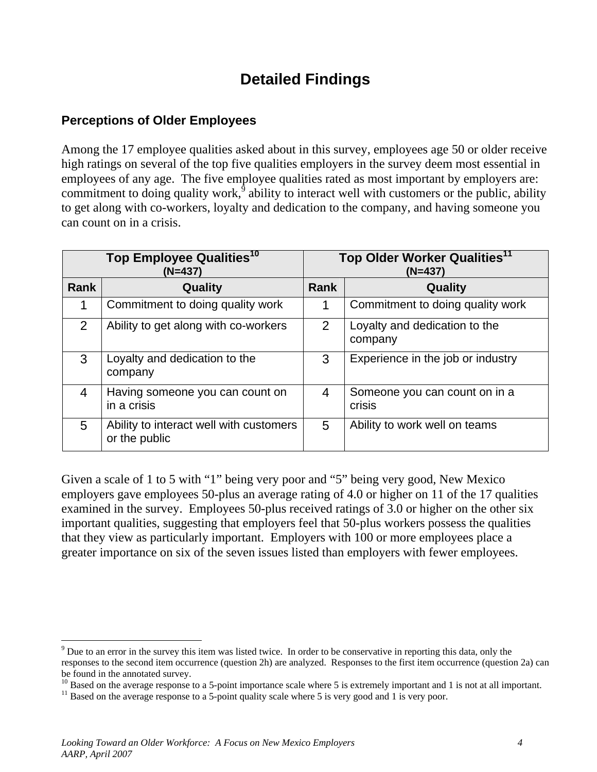# Detailed Findings

## Perceptions of Older Employees

Among the 17 employee qualities asked about in this survey, employees age 50 or older receive high ratings on several of the top five qualities employers in the survey deem most essential in employees of any age. The five employee qualities rated as most important by employers are: commitment to doing quality work,[9] ability to interact well with customers or the public, ability to get along with co-workers, loyalty and dedication to the company, and having someone you can count on in a crisis.

| Top Employee Qualities[10] (N=437) | | Top Older Worker Qualities[11] (N=437) | |
|---|---|---|---|
| **Rank** | **Quality** | **Rank** | **Quality** |
| 1 | Commitment to doing quality work | 1 | Commitment to doing quality work |
| 2 | Ability to get along with co-workers | 2 | Loyalty and dedication to the company |
| 3 | Loyalty and dedication to the company | 3 | Experience in the job or industry |
| 4 | Having someone you can count on in a crisis | 4 | Someone you can count on in a crisis |
| 5 | Ability to interact well with customers or the public | 5 | Ability to work well on teams |

Given a scale of 1 to 5 with "1" being very poor and "5" being very good, New Mexico employers gave employees 50-plus an average rating of 4.0 or higher on 11 of the 17 qualities examined in the survey. Employees 50-plus received ratings of 3.0 or higher on the other six important qualities, suggesting that employers feel that 50-plus workers possess the qualities that they view as particularly important. Employers with 100 or more employees place a greater importance on six of the seven issues listed than employers with fewer employees.

---

[9] Due to an error in the survey this item was listed twice. In order to be conservative in reporting this data, only the responses to the second item occurrence (question 2h) are analyzed. Responses to the first item occurrence (question 2a) can be found in the annotated survey.

[10] Based on the average response to a 5-point importance scale where 5 is extremely important and 1 is not at all important.

[11] Based on the average response to a 5-point quality scale where 5 is very good and 1 is very poor.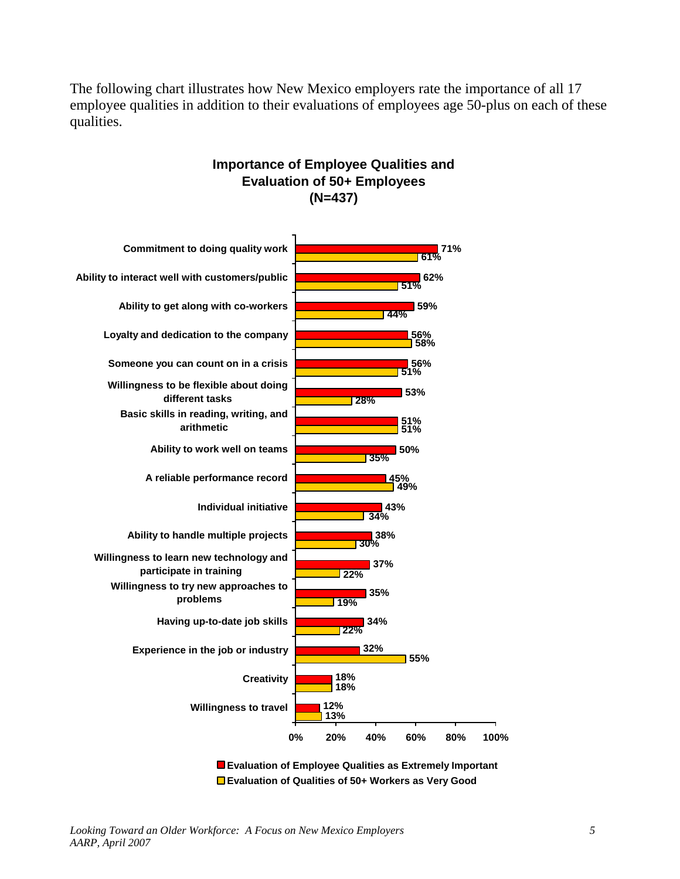The following chart illustrates how New Mexico employers rate the importance of all 17 employee qualities in addition to their evaluations of employees age 50-plus on each of these qualities.

**Importance of Employee Qualities and Evaluation of 50+ Employees (N=437)**

| Quality | Evaluation of Employee Qualities as Extremely Important | Evaluation of Qualities of 50+ Workers as Very Good |
|---|---|---|
| Commitment to doing quality work | 71% | 61% |
| Ability to interact well with customers/public | 62% | 51% |
| Ability to get along with co-workers | 59% | 44% |
| Loyalty and dedication to the company | 56% | 58% |
| Someone you can count on in a crisis | 56% | 51% |
| Willingness to be flexible about doing different tasks | 53% | 28% |
| Basic skills in reading, writing, and arithmetic | 51% | 51% |
| Ability to work well on teams | 50% | 35% |
| A reliable performance record | 45% | 49% |
| Individual initiative | 43% | 34% |
| Ability to handle multiple projects | 38% | 30% |
| Willingness to learn new technology and participate in training | 37% | 22% |
| Willingness to try new approaches to problems | 35% | 19% |
| Having up-to-date job skills | 34% | 22% |
| Experience in the job or industry | 32% | 55% |
| Creativity | 18% | 18% |
| Willingness to travel | 12% | 13% |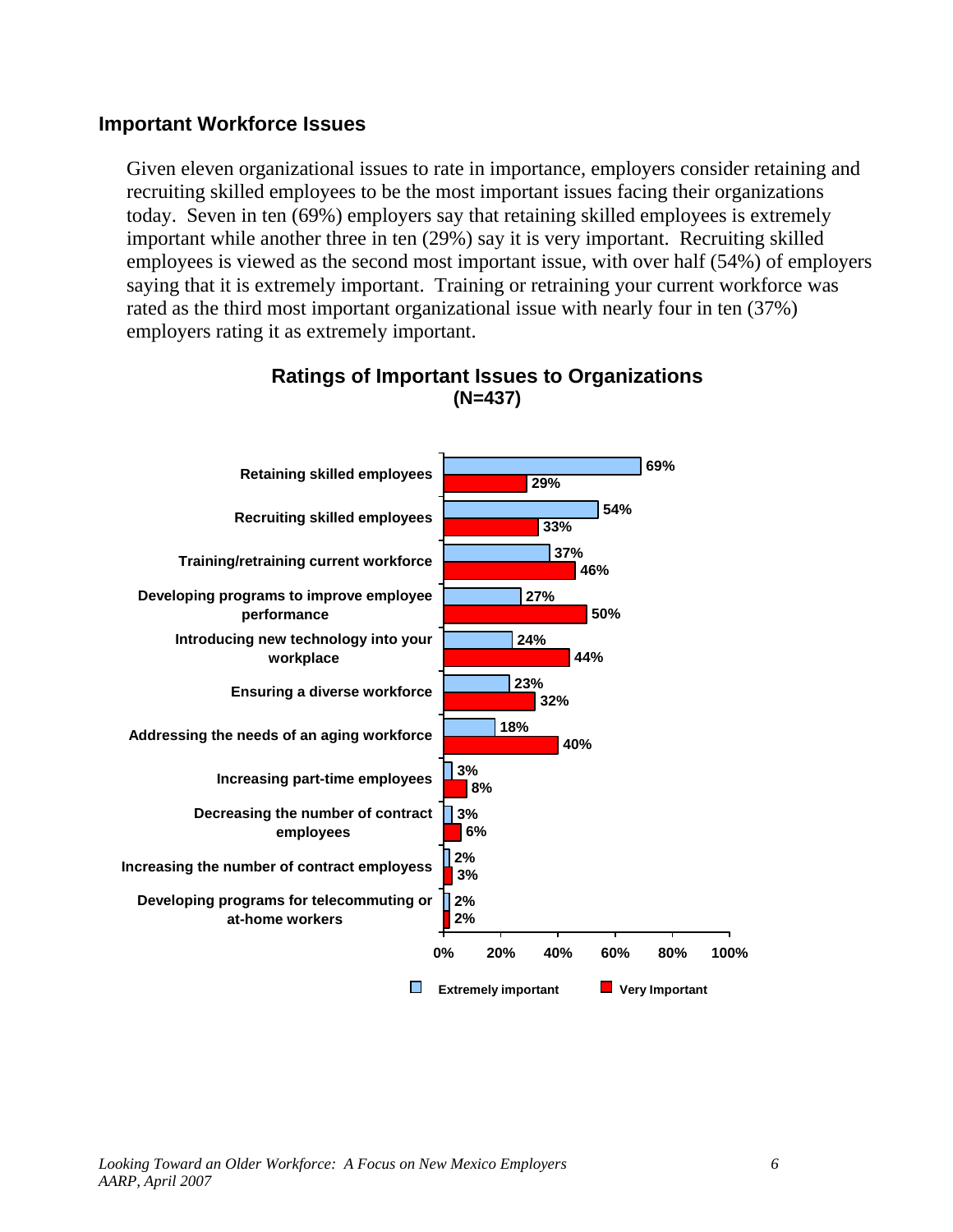## Important Workforce Issues

Given eleven organizational issues to rate in importance, employers consider retaining and recruiting skilled employees to be the most important issues facing their organizations today. Seven in ten (69%) employers say that retaining skilled employees is extremely important while another three in ten (29%) say it is very important. Recruiting skilled employees is viewed as the second most important issue, with over half (54%) of employers saying that it is extremely important. Training or retraining your current workforce was rated as the third most important organizational issue with nearly four in ten (37%) employers rating it as extremely important.

**Ratings of Important Issues to Organizations (N=437)**

| Issue | Extremely important | Very Important |
|---|---|---|
| Retaining skilled employees | 69% | 29% |
| Recruiting skilled employees | 54% | 33% |
| Training/retraining current workforce | 37% | 46% |
| Developing programs to improve employee performance | 27% | 50% |
| Introducing new technology into your workplace | 24% | 44% |
| Ensuring a diverse workforce | 23% | 32% |
| Addressing the needs of an aging workforce | 18% | 40% |
| Increasing part-time employees | 3% | 8% |
| Decreasing the number of contract employees | 3% | 6% |
| Increasing the number of contract employess | 2% | 3% |
| Developing programs for telecommuting or at-home workers | 2% | 2% |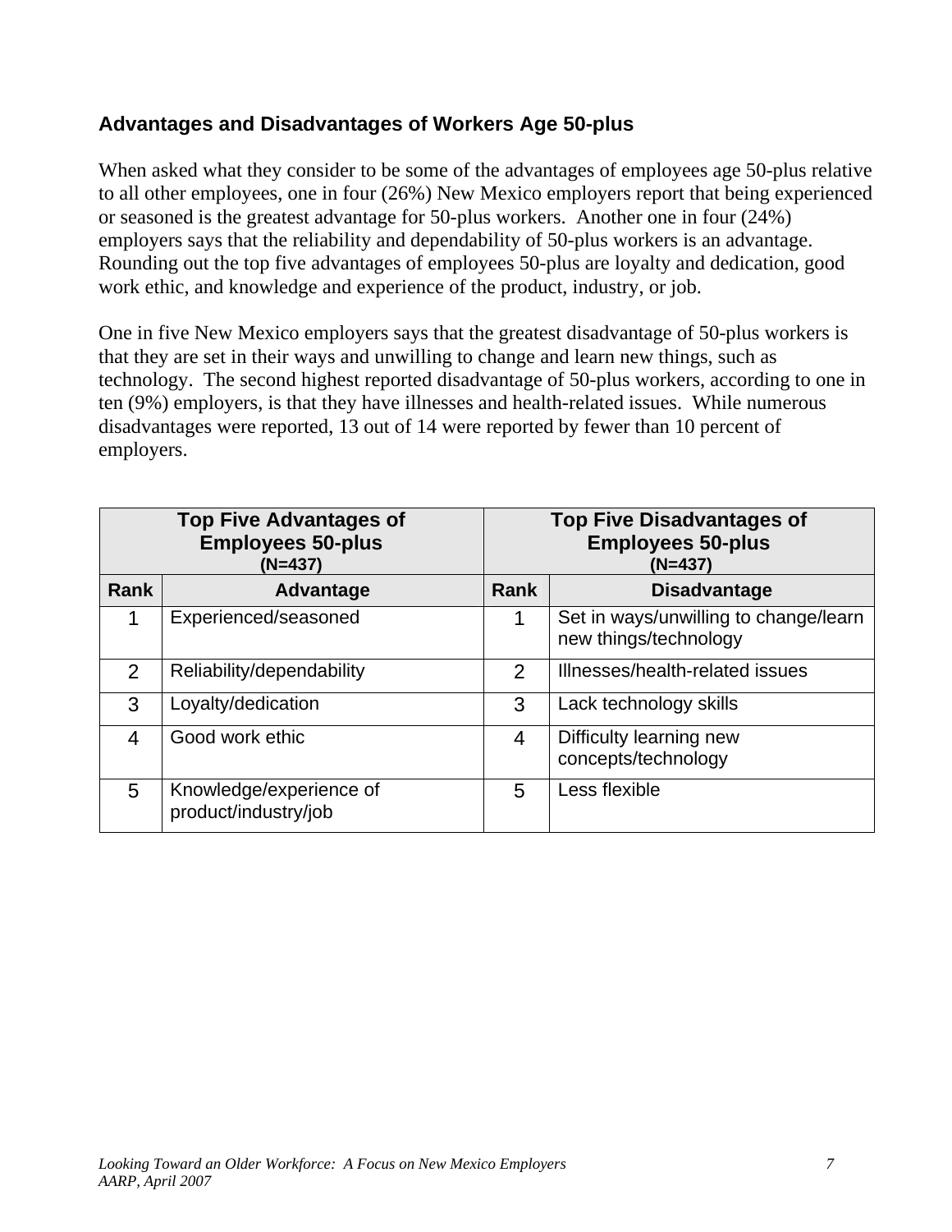### Advantages and Disadvantages of Workers Age 50-plus

When asked what they consider to be some of the advantages of employees age 50-plus relative to all other employees, one in four (26%) New Mexico employers report that being experienced or seasoned is the greatest advantage for 50-plus workers. Another one in four (24%) employers says that the reliability and dependability of 50-plus workers is an advantage. Rounding out the top five advantages of employees 50-plus are loyalty and dedication, good work ethic, and knowledge and experience of the product, industry, or job.

One in five New Mexico employers says that the greatest disadvantage of 50-plus workers is that they are set in their ways and unwilling to change and learn new things, such as technology. The second highest reported disadvantage of 50-plus workers, according to one in ten (9%) employers, is that they have illnesses and health-related issues. While numerous disadvantages were reported, 13 out of 14 were reported by fewer than 10 percent of employers.

| Top Five Advantages of Employees 50-plus (N=437) | | Top Five Disadvantages of Employees 50-plus (N=437) | |
|---|---|---|---|
| **Rank** | **Advantage** | **Rank** | **Disadvantage** |
| 1 | Experienced/seasoned | 1 | Set in ways/unwilling to change/learn new things/technology |
| 2 | Reliability/dependability | 2 | Illnesses/health-related issues |
| 3 | Loyalty/dedication | 3 | Lack technology skills |
| 4 | Good work ethic | 4 | Difficulty learning new concepts/technology |
| 5 | Knowledge/experience of product/industry/job | 5 | Less flexible |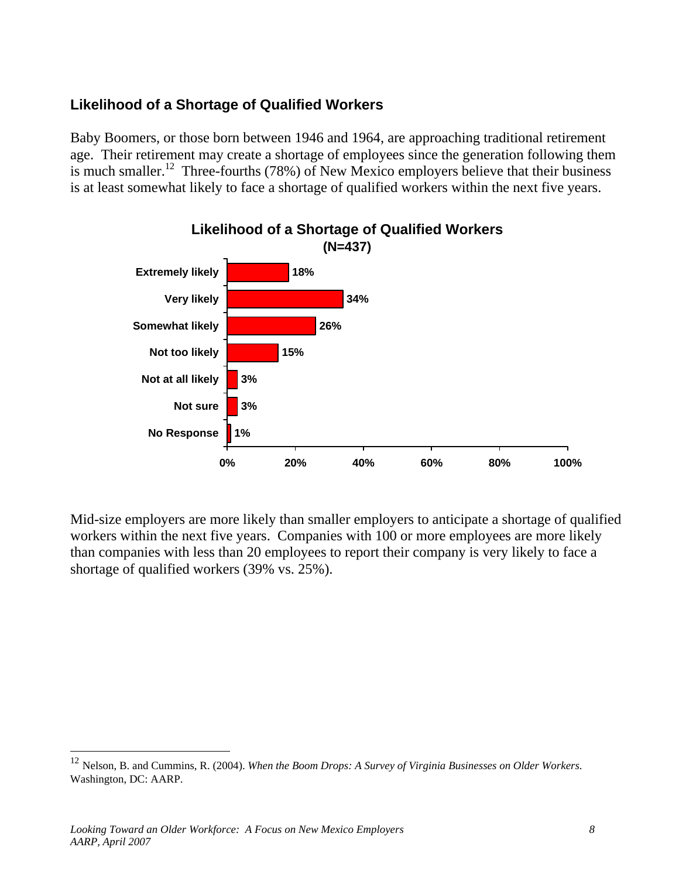### Likelihood of a Shortage of Qualified Workers

Baby Boomers, or those born between 1946 and 1964, are approaching traditional retirement age. Their retirement may create a shortage of employees since the generation following them is much smaller.[12] Three-fourths (78%) of New Mexico employers believe that their business is at least somewhat likely to face a shortage of qualified workers within the next five years.

**Likelihood of a Shortage of Qualified Workers (N=437)**

| Response | Percent |
|---|---|
| Extremely likely | 18% |
| Very likely | 34% |
| Somewhat likely | 26% |
| Not too likely | 15% |
| Not at all likely | 3% |
| Not sure | 3% |
| No Response | 1% |

Mid-size employers are more likely than smaller employers to anticipate a shortage of qualified workers within the next five years. Companies with 100 or more employees are more likely than companies with less than 20 employees to report their company is very likely to face a shortage of qualified workers (39% vs. 25%).

[12] Nelson, B. and Cummins, R. (2004). *When the Boom Drops: A Survey of Virginia Businesses on Older Workers.* Washington, DC: AARP.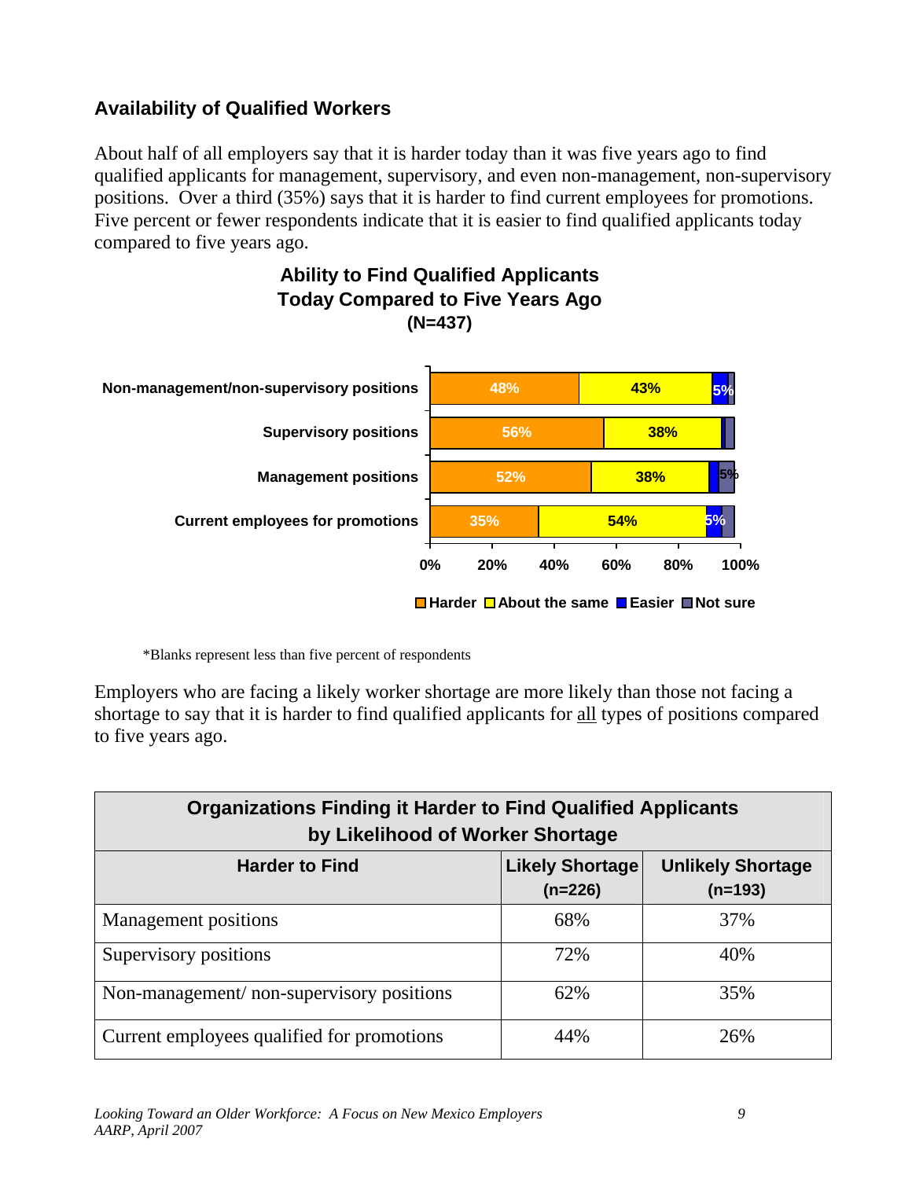## Availability of Qualified Workers

About half of all employers say that it is harder today than it was five years ago to find qualified applicants for management, supervisory, and even non-management, non-supervisory positions. Over a third (35%) says that it is harder to find current employees for promotions. Five percent or fewer respondents indicate that it is easier to find qualified applicants today compared to five years ago.

**Ability to Find Qualified Applicants Today Compared to Five Years Ago (N=437)**

| | Harder | About the same | Easier | Not sure |
|---|---|---|---|---|
| Non-management/non-supervisory positions | 48% | 43% | 5% | |
| Supervisory positions | 56% | 38% | | |
| Management positions | 52% | 38% | | 5% |
| Current employees for promotions | 35% | 54% | 5% | |

*Blanks represent less than five percent of respondents

Employers who are facing a likely worker shortage are more likely than those not facing a shortage to say that it is harder to find qualified applicants for all types of positions compared to five years ago.

| Organizations Finding it Harder to Find Qualified Applicants by Likelihood of Worker Shortage | | |
|---|---|---|
| **Harder to Find** | **Likely Shortage (n=226)** | **Unlikely Shortage (n=193)** |
| Management positions | 68% | 37% |
| Supervisory positions | 72% | 40% |
| Non-management/ non-supervisory positions | 62% | 35% |
| Current employees qualified for promotions | 44% | 26% |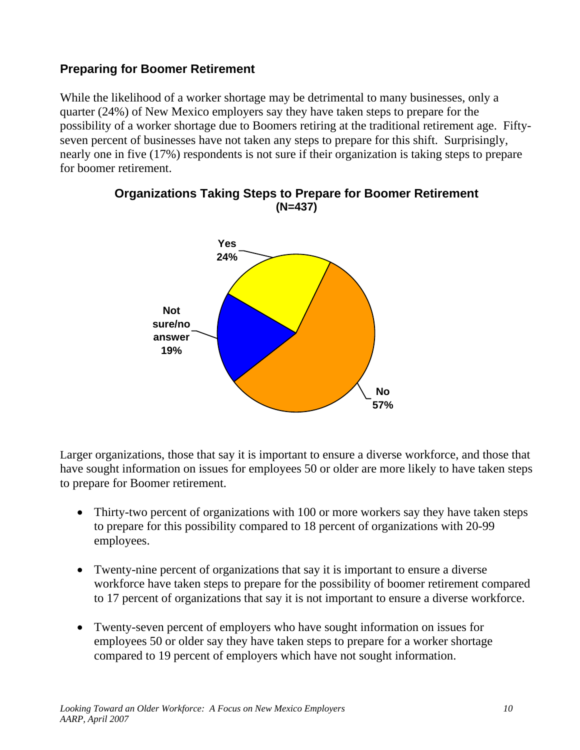## Preparing for Boomer Retirement

While the likelihood of a worker shortage may be detrimental to many businesses, only a quarter (24%) of New Mexico employers say they have taken steps to prepare for the possibility of a worker shortage due to Boomers retiring at the traditional retirement age. Fifty-seven percent of businesses have not taken any steps to prepare for this shift. Surprisingly, nearly one in five (17%) respondents is not sure if their organization is taking steps to prepare for boomer retirement.

**Organizations Taking Steps to Prepare for Boomer Retirement**
**(N=437)**

| Response | Percent |
|---|---|
| Yes | 24% |
| No | 57% |
| Not sure/no answer | 19% |

Larger organizations, those that say it is important to ensure a diverse workforce, and those that have sought information on issues for employees 50 or older are more likely to have taken steps to prepare for Boomer retirement.

- Thirty-two percent of organizations with 100 or more workers say they have taken steps to prepare for this possibility compared to 18 percent of organizations with 20-99 employees.
- Twenty-nine percent of organizations that say it is important to ensure a diverse workforce have taken steps to prepare for the possibility of boomer retirement compared to 17 percent of organizations that say it is not important to ensure a diverse workforce.
- Twenty-seven percent of employers who have sought information on issues for employees 50 or older say they have taken steps to prepare for a worker shortage compared to 19 percent of employers which have not sought information.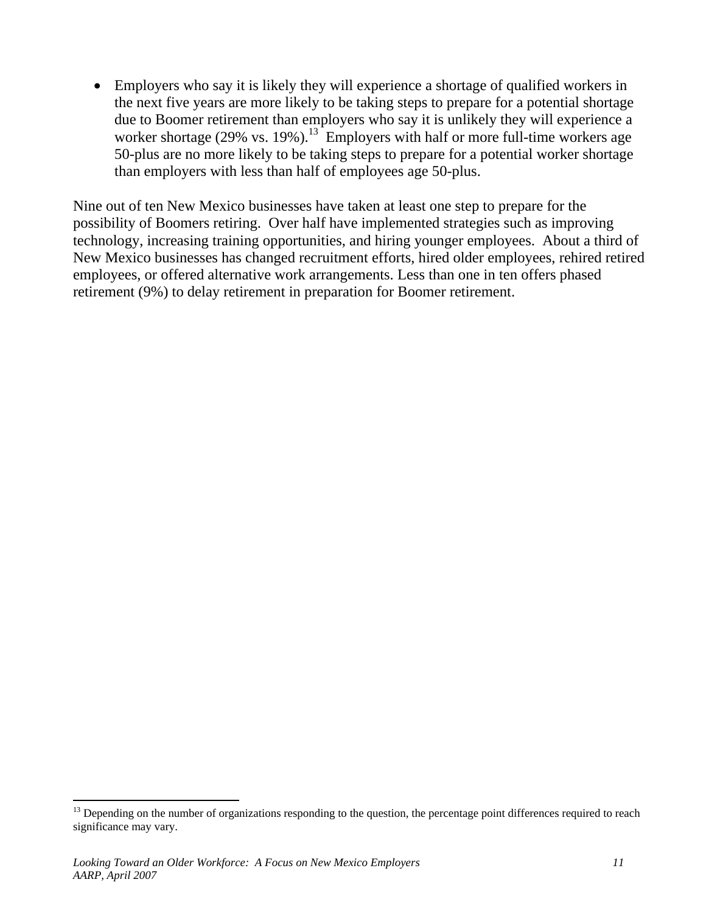- Employers who say it is likely they will experience a shortage of qualified workers in the next five years are more likely to be taking steps to prepare for a potential shortage due to Boomer retirement than employers who say it is unlikely they will experience a worker shortage (29% vs. 19%).[13] Employers with half or more full-time workers age 50-plus are no more likely to be taking steps to prepare for a potential worker shortage than employers with less than half of employees age 50-plus.

Nine out of ten New Mexico businesses have taken at least one step to prepare for the possibility of Boomers retiring. Over half have implemented strategies such as improving technology, increasing training opportunities, and hiring younger employees. About a third of New Mexico businesses has changed recruitment efforts, hired older employees, rehired retired employees, or offered alternative work arrangements. Less than one in ten offers phased retirement (9%) to delay retirement in preparation for Boomer retirement.

[13] Depending on the number of organizations responding to the question, the percentage point differences required to reach significance may vary.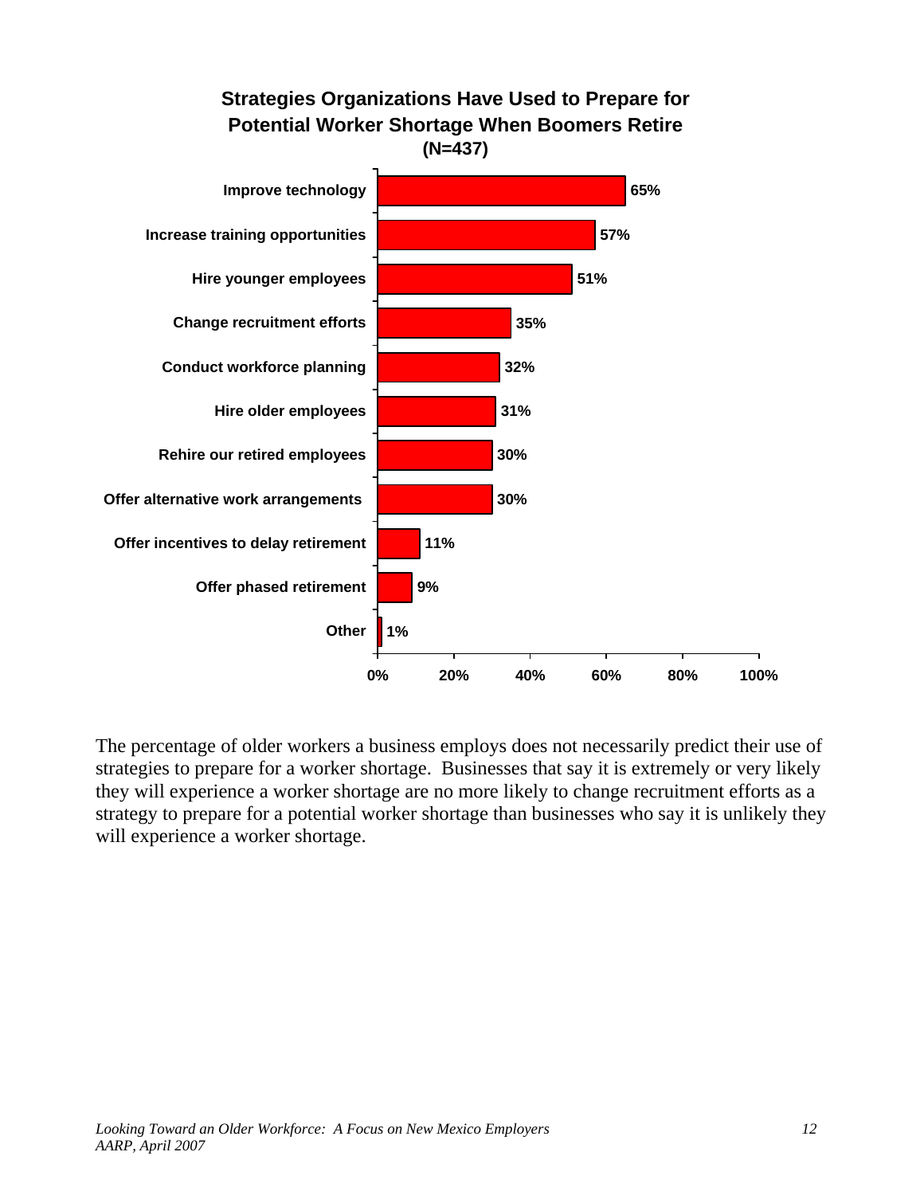**Strategies Organizations Have Used to Prepare for Potential Worker Shortage When Boomers Retire (N=437)**

| Strategy | Percent |
|---|---|
| Improve technology | 65% |
| Increase training opportunities | 57% |
| Hire younger employees | 51% |
| Change recruitment efforts | 35% |
| Conduct workforce planning | 32% |
| Hire older employees | 31% |
| Rehire our retired employees | 30% |
| Offer alternative work arrangements | 30% |
| Offer incentives to delay retirement | 11% |
| Offer phased retirement | 9% |
| Other | 1% |

The percentage of older workers a business employs does not necessarily predict their use of strategies to prepare for a worker shortage. Businesses that say it is extremely or very likely they will experience a worker shortage are no more likely to change recruitment efforts as a strategy to prepare for a potential worker shortage than businesses who say it is unlikely they will experience a worker shortage.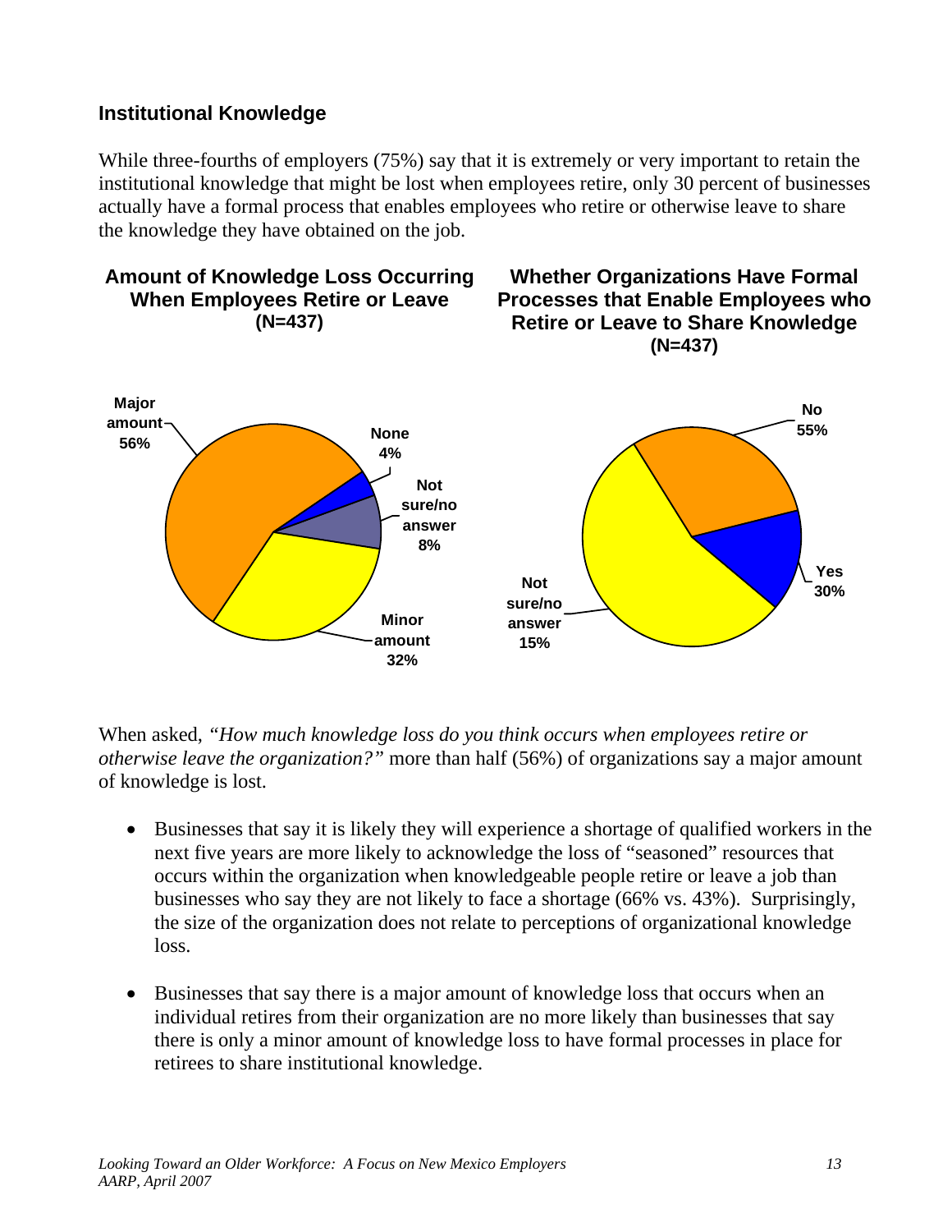### Institutional Knowledge

While three-fourths of employers (75%) say that it is extremely or very important to retain the institutional knowledge that might be lost when employees retire, only 30 percent of businesses actually have a formal process that enables employees who retire or otherwise leave to share the knowledge they have obtained on the job.

**Amount of Knowledge Loss Occurring When Employees Retire or Leave (N=437)**

Major amount 56%; None 4%; Not sure/no answer 8%; Minor amount 32%

**Whether Organizations Have Formal Processes that Enable Employees who Retire or Leave to Share Knowledge (N=437)**

No 55%; Yes 30%; Not sure/no answer 15%

When asked, *"How much knowledge loss do you think occurs when employees retire or otherwise leave the organization?"* more than half (56%) of organizations say a major amount of knowledge is lost.

- Businesses that say it is likely they will experience a shortage of qualified workers in the next five years are more likely to acknowledge the loss of "seasoned" resources that occurs within the organization when knowledgeable people retire or leave a job than businesses who say they are not likely to face a shortage (66% vs. 43%). Surprisingly, the size of the organization does not relate to perceptions of organizational knowledge loss.

- Businesses that say there is a major amount of knowledge loss that occurs when an individual retires from their organization are no more likely than businesses that say there is only a minor amount of knowledge loss to have formal processes in place for retirees to share institutional knowledge.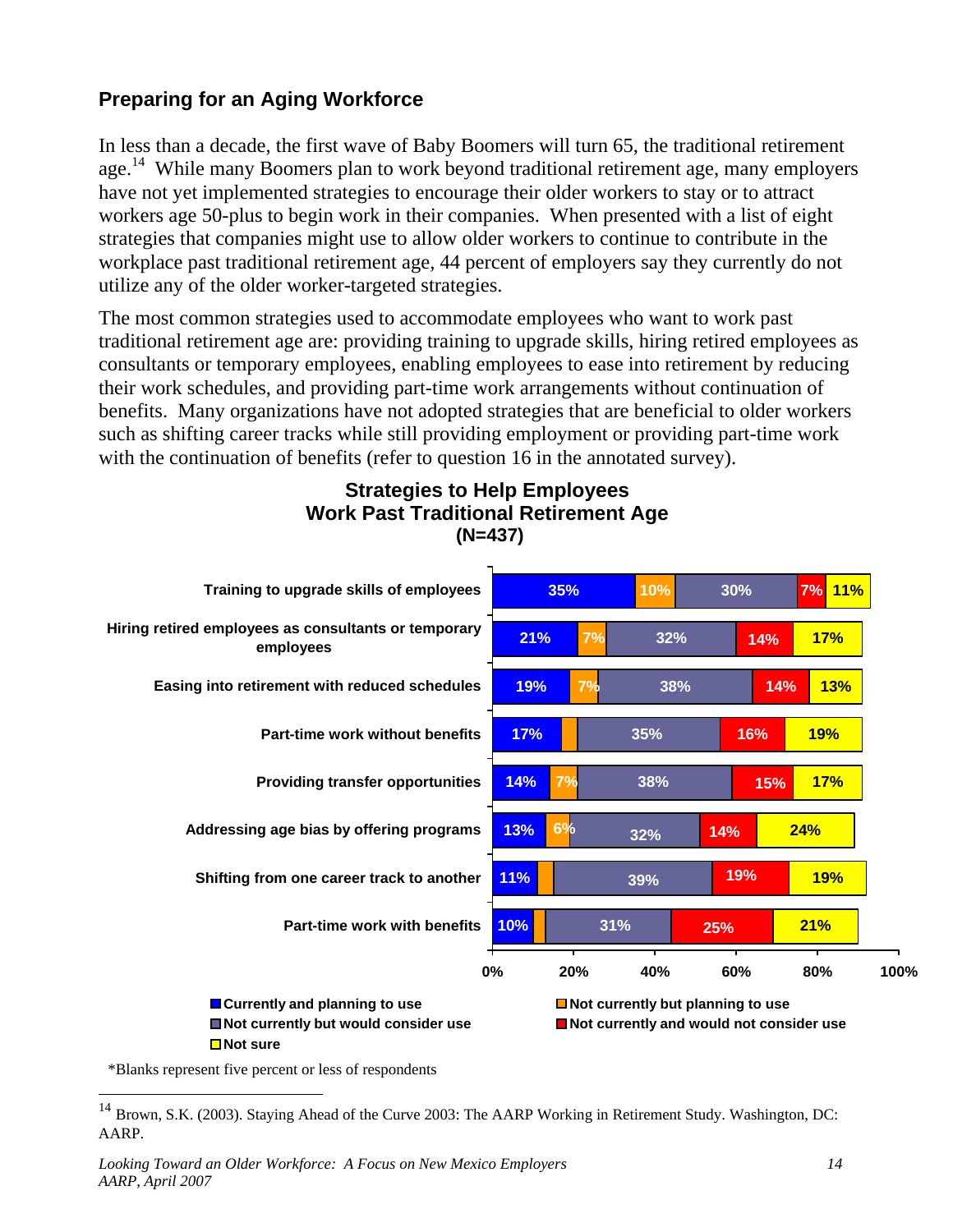## Preparing for an Aging Workforce

In less than a decade, the first wave of Baby Boomers will turn 65, the traditional retirement age.[14] While many Boomers plan to work beyond traditional retirement age, many employers have not yet implemented strategies to encourage their older workers to stay or to attract workers age 50-plus to begin work in their companies. When presented with a list of eight strategies that companies might use to allow older workers to continue to contribute in the workplace past traditional retirement age, 44 percent of employers say they currently do not utilize any of the older worker-targeted strategies.

The most common strategies used to accommodate employees who want to work past traditional retirement age are: providing training to upgrade skills, hiring retired employees as consultants or temporary employees, enabling employees to ease into retirement by reducing their work schedules, and providing part-time work arrangements without continuation of benefits. Many organizations have not adopted strategies that are beneficial to older workers such as shifting career tracks while still providing employment or providing part-time work with the continuation of benefits (refer to question 16 in the annotated survey).

**Strategies to Help Employees Work Past Traditional Retirement Age (N=437)**

| Strategy | Currently and planning to use | Not currently but planning to use | Not currently but would consider use | Not currently and would not consider use | Not sure |
|---|---|---|---|---|---|
| Training to upgrade skills of employees | 35% | 10% | 30% | 7% | 11% |
| Hiring retired employees as consultants or temporary employees | 21% | 7% | 32% | 14% | 17% |
| Easing into retirement with reduced schedules | 19% | 7% | 38% | 14% | 13% |
| Part-time work without benefits | 17% | | 35% | 16% | 19% |
| Providing transfer opportunities | 14% | 7% | 38% | 15% | 17% |
| Addressing age bias by offering programs | 13% | 6% | 32% | 14% | 24% |
| Shifting from one career track to another | 11% | | 39% | 19% | 19% |
| Part-time work with benefits | 10% | | 31% | 25% | 21% |

*Blanks represent five percent or less of respondents

[14] Brown, S.K. (2003). Staying Ahead of the Curve 2003: The AARP Working in Retirement Study. Washington, DC: AARP.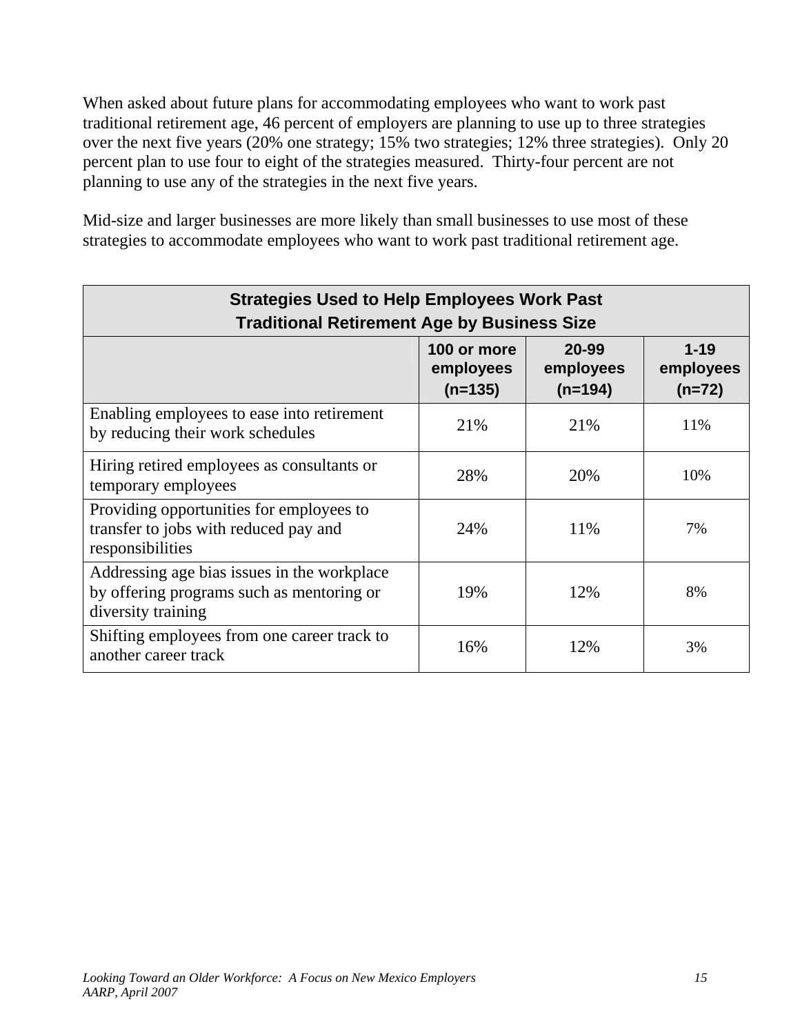When asked about future plans for accommodating employees who want to work past traditional retirement age, 46 percent of employers are planning to use up to three strategies over the next five years (20% one strategy; 15% two strategies; 12% three strategies). Only 20 percent plan to use four to eight of the strategies measured. Thirty-four percent are not planning to use any of the strategies in the next five years.

Mid-size and larger businesses are more likely than small businesses to use most of these strategies to accommodate employees who want to work past traditional retirement age.

| Strategies Used to Help Employees Work Past Traditional Retirement Age by Business Size | | | |
|---|---|---|---|
| | 100 or more employees (n=135) | 20-99 employees (n=194) | 1-19 employees (n=72) |
| Enabling employees to ease into retirement by reducing their work schedules | 21% | 21% | 11% |
| Hiring retired employees as consultants or temporary employees | 28% | 20% | 10% |
| Providing opportunities for employees to transfer to jobs with reduced pay and responsibilities | 24% | 11% | 7% |
| Addressing age bias issues in the workplace by offering programs such as mentoring or diversity training | 19% | 12% | 8% |
| Shifting employees from one career track to another career track | 16% | 12% | 3% |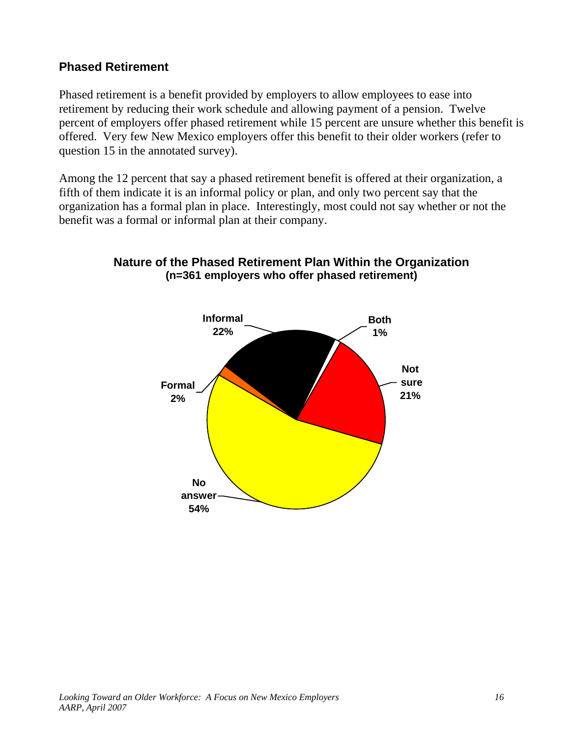## Phased Retirement

Phased retirement is a benefit provided by employers to allow employees to ease into retirement by reducing their work schedule and allowing payment of a pension. Twelve percent of employers offer phased retirement while 15 percent are unsure whether this benefit is offered. Very few New Mexico employers offer this benefit to their older workers (refer to question 15 in the annotated survey).

Among the 12 percent that say a phased retirement benefit is offered at their organization, a fifth of them indicate it is an informal policy or plan, and only two percent say that the organization has a formal plan in place. Interestingly, most could not say whether or not the benefit was a formal or informal plan at their company.

**Nature of the Phased Retirement Plan Within the Organization**
**(n=361 employers who offer phased retirement)**

| Response | Percent |
| --- | --- |
| Informal | 22% |
| Both | 1% |
| Not sure | 21% |
| No answer | 54% |
| Formal | 2% |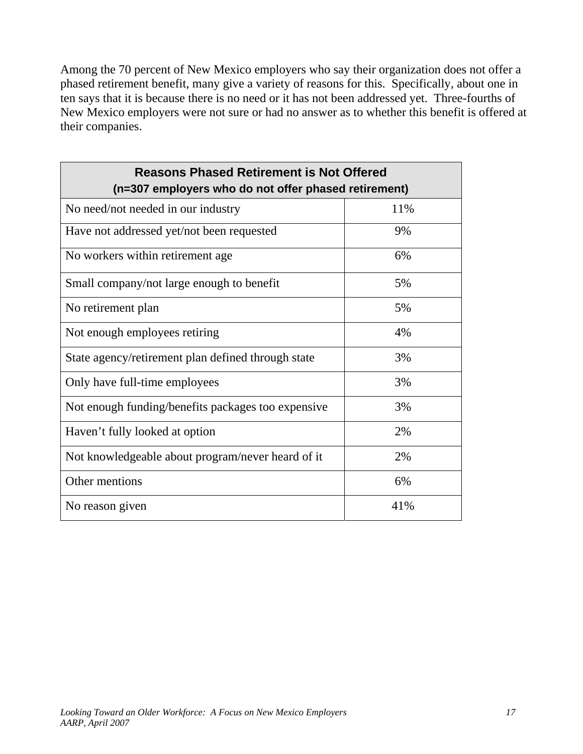Among the 70 percent of New Mexico employers who say their organization does not offer a phased retirement benefit, many give a variety of reasons for this. Specifically, about one in ten says that it is because there is no need or it has not been addressed yet. Three-fourths of New Mexico employers were not sure or had no answer as to whether this benefit is offered at their companies.

| **Reasons Phased Retirement is Not Offered**<br>**(n=307 employers who do not offer phased retirement)** | |
|---|---|
| No need/not needed in our industry | 11% |
| Have not addressed yet/not been requested | 9% |
| No workers within retirement age | 6% |
| Small company/not large enough to benefit | 5% |
| No retirement plan | 5% |
| Not enough employees retiring | 4% |
| State agency/retirement plan defined through state | 3% |
| Only have full-time employees | 3% |
| Not enough funding/benefits packages too expensive | 3% |
| Haven't fully looked at option | 2% |
| Not knowledgeable about program/never heard of it | 2% |
| Other mentions | 6% |
| No reason given | 41% |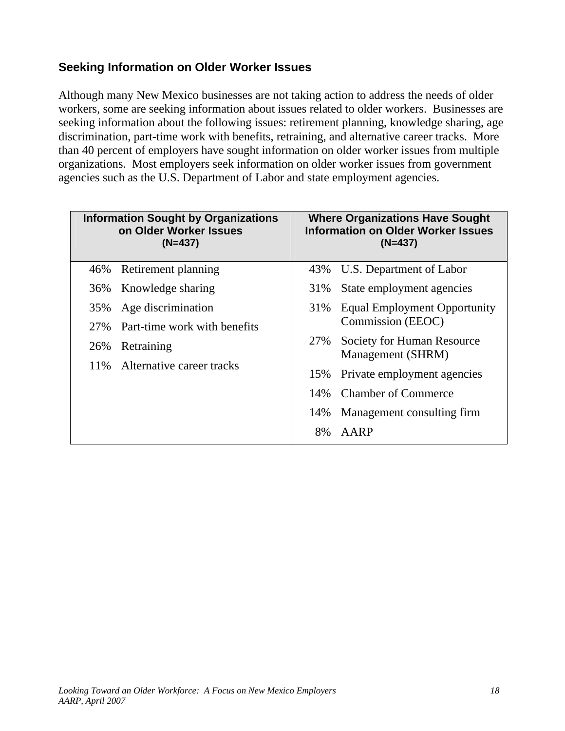## Seeking Information on Older Worker Issues

Although many New Mexico businesses are not taking action to address the needs of older workers, some are seeking information about issues related to older workers. Businesses are seeking information about the following issues: retirement planning, knowledge sharing, age discrimination, part-time work with benefits, retraining, and alternative career tracks. More than 40 percent of employers have sought information on older worker issues from multiple organizations. Most employers seek information on older worker issues from government agencies such as the U.S. Department of Labor and state employment agencies.

| Information Sought by Organizations on Older Worker Issues (N=437) | | Where Organizations Have Sought Information on Older Worker Issues (N=437) | |
|---|---|---|---|
| 46% | Retirement planning | 43% | U.S. Department of Labor |
| 36% | Knowledge sharing | 31% | State employment agencies |
| 35% | Age discrimination | 31% | Equal Employment Opportunity Commission (EEOC) |
| 27% | Part-time work with benefits | 27% | Society for Human Resource Management (SHRM) |
| 26% | Retraining | 15% | Private employment agencies |
| 11% | Alternative career tracks | 14% | Chamber of Commerce |
| | | 14% | Management consulting firm |
| | | 8% | AARP |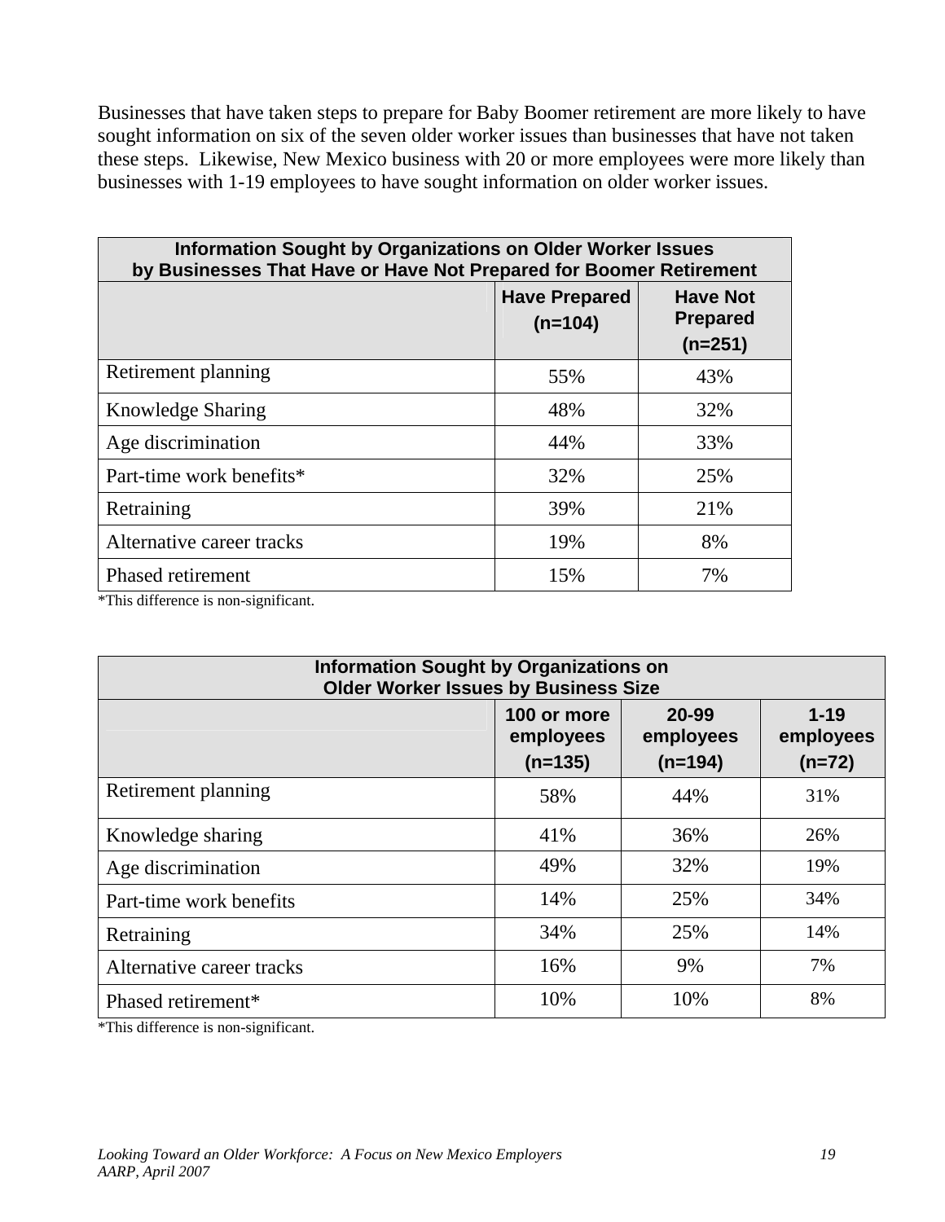Businesses that have taken steps to prepare for Baby Boomer retirement are more likely to have sought information on six of the seven older worker issues than businesses that have not taken these steps. Likewise, New Mexico business with 20 or more employees were more likely than businesses with 1-19 employees to have sought information on older worker issues.

**Information Sought by Organizations on Older Worker Issues by Businesses That Have or Have Not Prepared for Boomer Retirement**

| | Have Prepared (n=104) | Have Not Prepared (n=251) |
|---|---|---|
| Retirement planning | 55% | 43% |
| Knowledge Sharing | 48% | 32% |
| Age discrimination | 44% | 33% |
| Part-time work benefits* | 32% | 25% |
| Retraining | 39% | 21% |
| Alternative career tracks | 19% | 8% |
| Phased retirement | 15% | 7% |

*This difference is non-significant.

**Information Sought by Organizations on Older Worker Issues by Business Size**

| | 100 or more employees (n=135) | 20-99 employees (n=194) | 1-19 employees (n=72) |
|---|---|---|---|
| Retirement planning | 58% | 44% | 31% |
| Knowledge sharing | 41% | 36% | 26% |
| Age discrimination | 49% | 32% | 19% |
| Part-time work benefits | 14% | 25% | 34% |
| Retraining | 34% | 25% | 14% |
| Alternative career tracks | 16% | 9% | 7% |
| Phased retirement* | 10% | 10% | 8% |

*This difference is non-significant.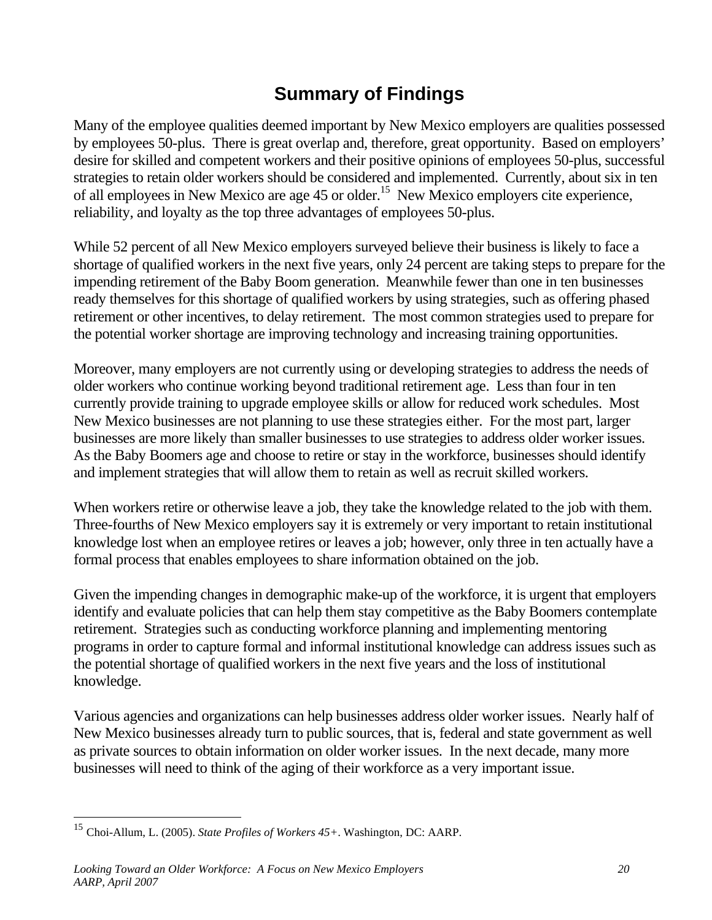# Summary of Findings

Many of the employee qualities deemed important by New Mexico employers are qualities possessed by employees 50-plus. There is great overlap and, therefore, great opportunity. Based on employers' desire for skilled and competent workers and their positive opinions of employees 50-plus, successful strategies to retain older workers should be considered and implemented. Currently, about six in ten of all employees in New Mexico are age 45 or older.[15] New Mexico employers cite experience, reliability, and loyalty as the top three advantages of employees 50-plus.

While 52 percent of all New Mexico employers surveyed believe their business is likely to face a shortage of qualified workers in the next five years, only 24 percent are taking steps to prepare for the impending retirement of the Baby Boom generation. Meanwhile fewer than one in ten businesses ready themselves for this shortage of qualified workers by using strategies, such as offering phased retirement or other incentives, to delay retirement. The most common strategies used to prepare for the potential worker shortage are improving technology and increasing training opportunities.

Moreover, many employers are not currently using or developing strategies to address the needs of older workers who continue working beyond traditional retirement age. Less than four in ten currently provide training to upgrade employee skills or allow for reduced work schedules. Most New Mexico businesses are not planning to use these strategies either. For the most part, larger businesses are more likely than smaller businesses to use strategies to address older worker issues. As the Baby Boomers age and choose to retire or stay in the workforce, businesses should identify and implement strategies that will allow them to retain as well as recruit skilled workers.

When workers retire or otherwise leave a job, they take the knowledge related to the job with them. Three-fourths of New Mexico employers say it is extremely or very important to retain institutional knowledge lost when an employee retires or leaves a job; however, only three in ten actually have a formal process that enables employees to share information obtained on the job.

Given the impending changes in demographic make-up of the workforce, it is urgent that employers identify and evaluate policies that can help them stay competitive as the Baby Boomers contemplate retirement. Strategies such as conducting workforce planning and implementing mentoring programs in order to capture formal and informal institutional knowledge can address issues such as the potential shortage of qualified workers in the next five years and the loss of institutional knowledge.

Various agencies and organizations can help businesses address older worker issues. Nearly half of New Mexico businesses already turn to public sources, that is, federal and state government as well as private sources to obtain information on older worker issues. In the next decade, many more businesses will need to think of the aging of their workforce as a very important issue.

---

[15] Choi-Allum, L. (2005). *State Profiles of Workers 45+*. Washington, DC: AARP.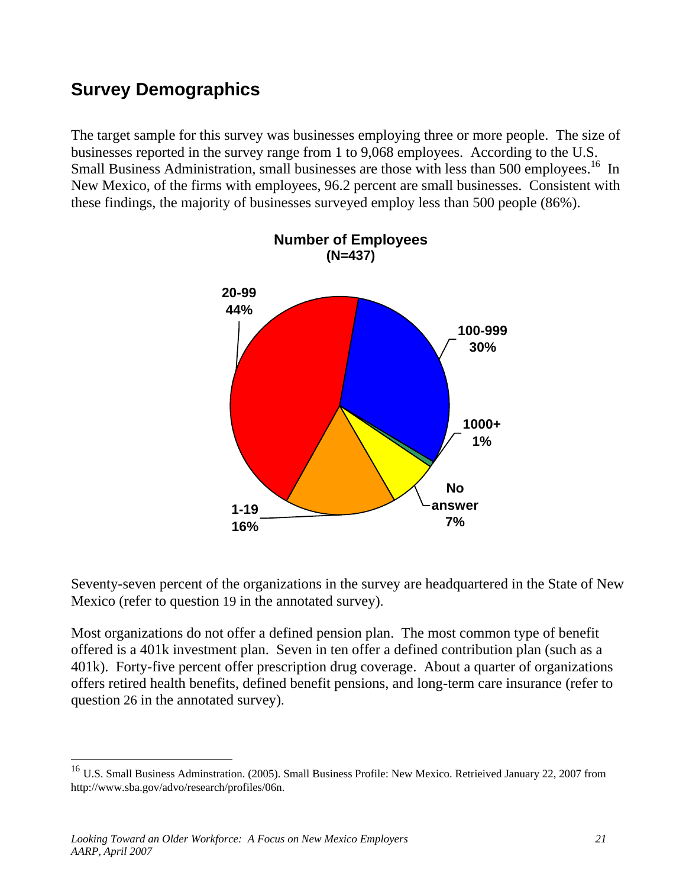## Survey Demographics

The target sample for this survey was businesses employing three or more people. The size of businesses reported in the survey range from 1 to 9,068 employees. According to the U.S. Small Business Administration, small businesses are those with less than 500 employees.[16] In New Mexico, of the firms with employees, 96.2 percent are small businesses. Consistent with these findings, the majority of businesses surveyed employ less than 500 people (86%).

**Number of Employees**
**(N=437)**

| Number of Employees | Percent |
|---|---|
| 1-19 | 16% |
| 20-99 | 44% |
| 100-999 | 30% |
| 1000+ | 1% |
| No answer | 7% |

Seventy-seven percent of the organizations in the survey are headquartered in the State of New Mexico (refer to question 19 in the annotated survey).

Most organizations do not offer a defined pension plan. The most common type of benefit offered is a 401k investment plan. Seven in ten offer a defined contribution plan (such as a 401k). Forty-five percent offer prescription drug coverage. About a quarter of organizations offers retired health benefits, defined benefit pensions, and long-term care insurance (refer to question 26 in the annotated survey).

---

[16] U.S. Small Business Adminstration. (2005). Small Business Profile: New Mexico. Retrieived January 22, 2007 from http://www.sba.gov/advo/research/profiles/06n.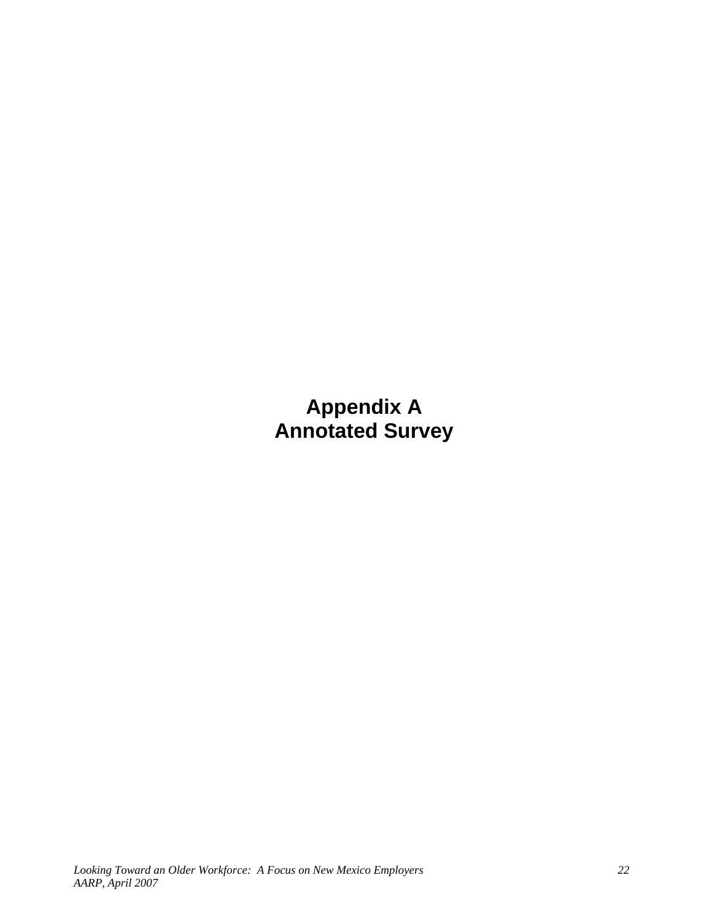# Appendix A
# Annotated Survey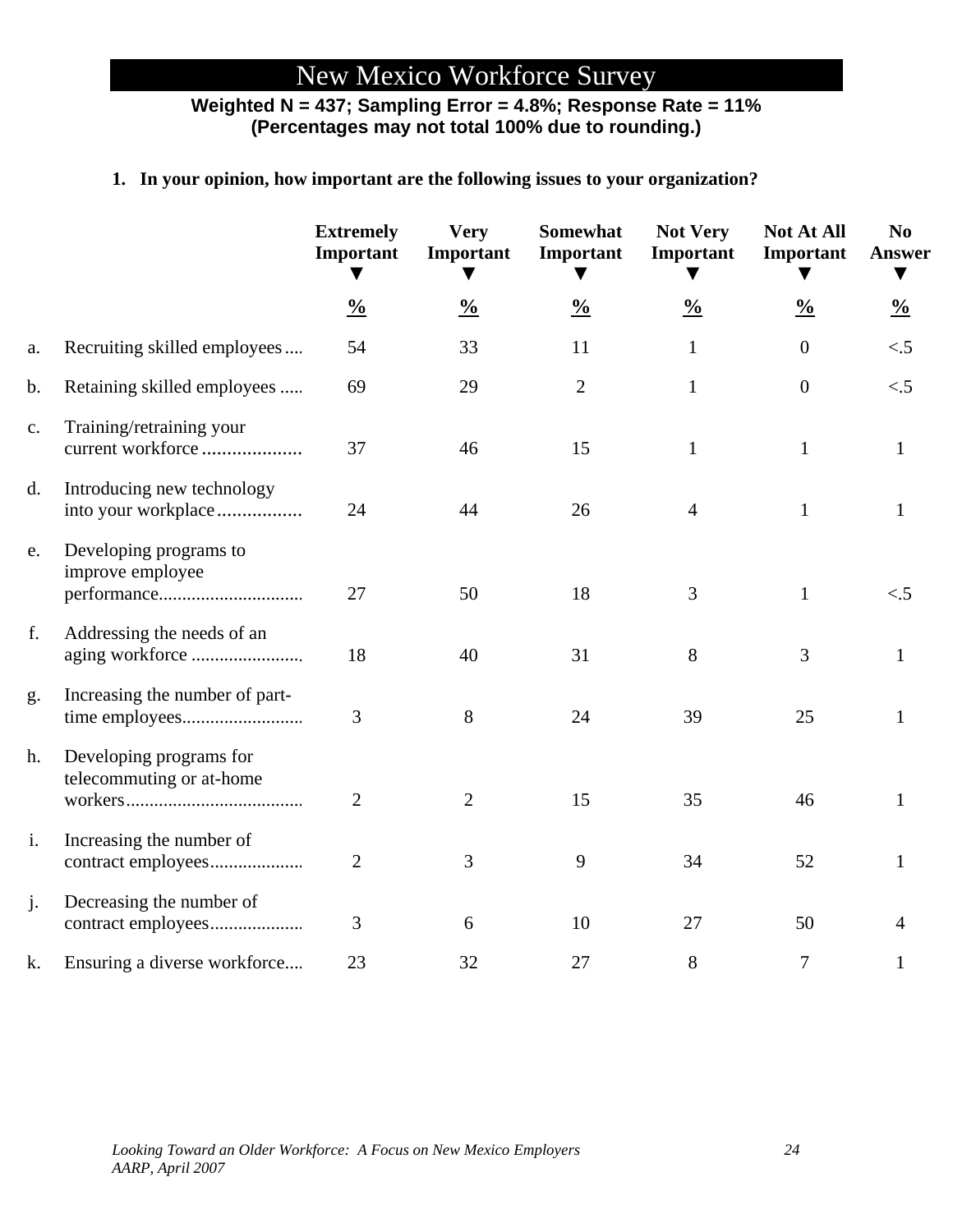# New Mexico Workforce Survey

**Weighted N = 437; Sampling Error = 4.8%; Response Rate = 11%**
**(Percentages may not total 100% due to rounding.)**

**1. In your opinion, how important are the following issues to your organization?**

| | | Extremely Important % | Very Important % | Somewhat Important % | Not Very Important % | Not At All Important % | No Answer % |
|---|---|---|---|---|---|---|---|
| a. | Recruiting skilled employees | 54 | 33 | 11 | 1 | 0 | <.5 |
| b. | Retaining skilled employees | 69 | 29 | 2 | 1 | 0 | <.5 |
| c. | Training/retraining your current workforce | 37 | 46 | 15 | 1 | 1 | 1 |
| d. | Introducing new technology into your workplace | 24 | 44 | 26 | 4 | 1 | 1 |
| e. | Developing programs to improve employee performance | 27 | 50 | 18 | 3 | 1 | <.5 |
| f. | Addressing the needs of an aging workforce | 18 | 40 | 31 | 8 | 3 | 1 |
| g. | Increasing the number of part-time employees | 3 | 8 | 24 | 39 | 25 | 1 |
| h. | Developing programs for telecommuting or at-home workers | 2 | 2 | 15 | 35 | 46 | 1 |
| i. | Increasing the number of contract employees | 2 | 3 | 9 | 34 | 52 | 1 |
| j. | Decreasing the number of contract employees | 3 | 6 | 10 | 27 | 50 | 4 |
| k. | Ensuring a diverse workforce | 23 | 32 | 27 | 8 | 7 | 1 |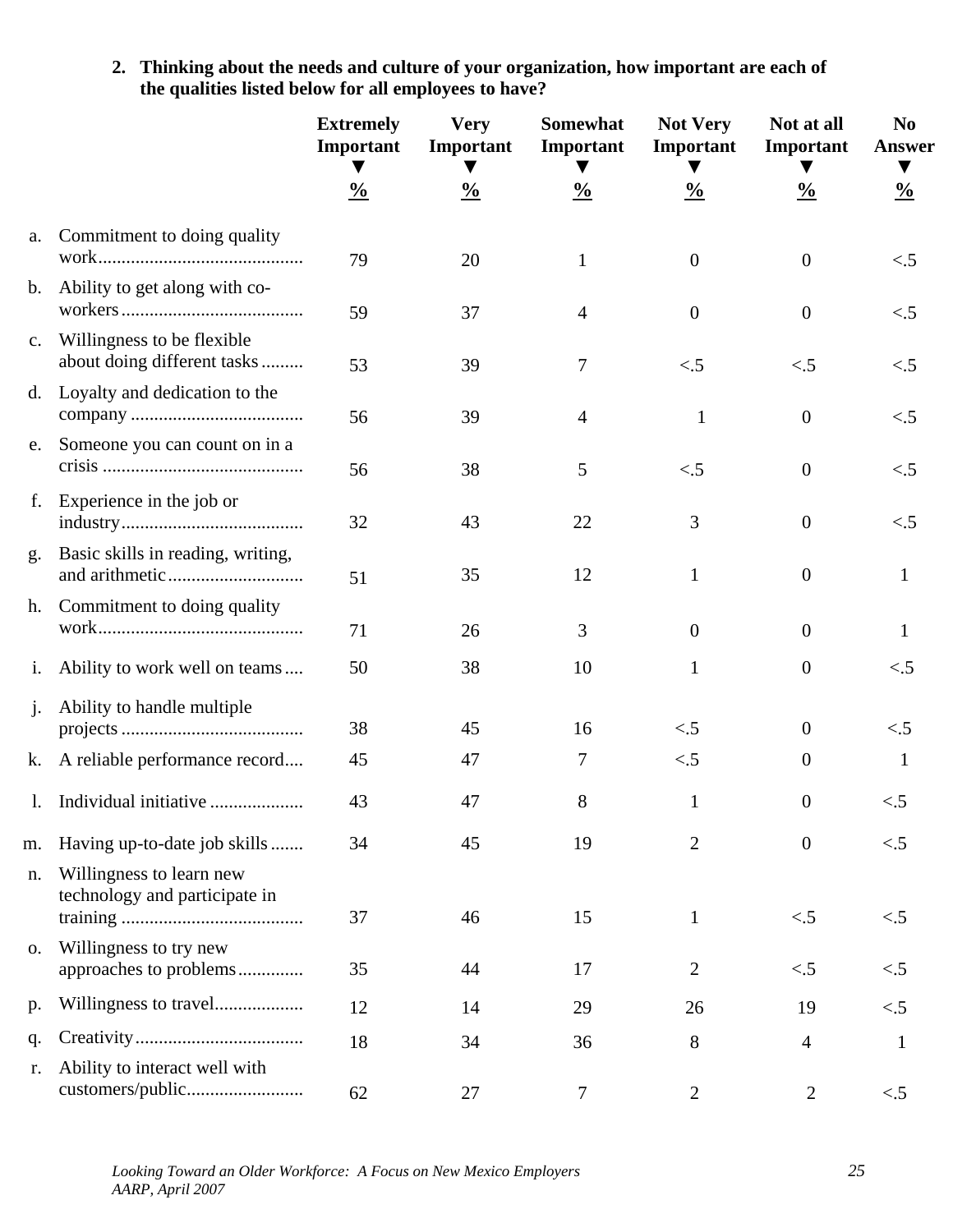**2. Thinking about the needs and culture of your organization, how important are each of the qualities listed below for all employees to have?**

| | | Extremely Important % | Very Important % | Somewhat Important % | Not Very Important % | Not at all Important % | No Answer % |
|---|---|---|---|---|---|---|---|
| a. | Commitment to doing quality work | 79 | 20 | 1 | 0 | 0 | <.5 |
| b. | Ability to get along with co-workers | 59 | 37 | 4 | 0 | 0 | <.5 |
| c. | Willingness to be flexible about doing different tasks | 53 | 39 | 7 | <.5 | <.5 | <.5 |
| d. | Loyalty and dedication to the company | 56 | 39 | 4 | 1 | 0 | <.5 |
| e. | Someone you can count on in a crisis | 56 | 38 | 5 | <.5 | 0 | <.5 |
| f. | Experience in the job or industry | 32 | 43 | 22 | 3 | 0 | <.5 |
| g. | Basic skills in reading, writing, and arithmetic | 51 | 35 | 12 | 1 | 0 | 1 |
| h. | Commitment to doing quality work | 71 | 26 | 3 | 0 | 0 | 1 |
| i. | Ability to work well on teams | 50 | 38 | 10 | 1 | 0 | <.5 |
| j. | Ability to handle multiple projects | 38 | 45 | 16 | <.5 | 0 | <.5 |
| k. | A reliable performance record | 45 | 47 | 7 | <.5 | 0 | 1 |
| l. | Individual initiative | 43 | 47 | 8 | 1 | 0 | <.5 |
| m. | Having up-to-date job skills | 34 | 45 | 19 | 2 | 0 | <.5 |
| n. | Willingness to learn new technology and participate in training | 37 | 46 | 15 | 1 | <.5 | <.5 |
| o. | Willingness to try new approaches to problems | 35 | 44 | 17 | 2 | <.5 | <.5 |
| p. | Willingness to travel | 12 | 14 | 29 | 26 | 19 | <.5 |
| q. | Creativity | 18 | 34 | 36 | 8 | 4 | 1 |
| r. | Ability to interact well with customers/public | 62 | 27 | 7 | 2 | 2 | <.5 |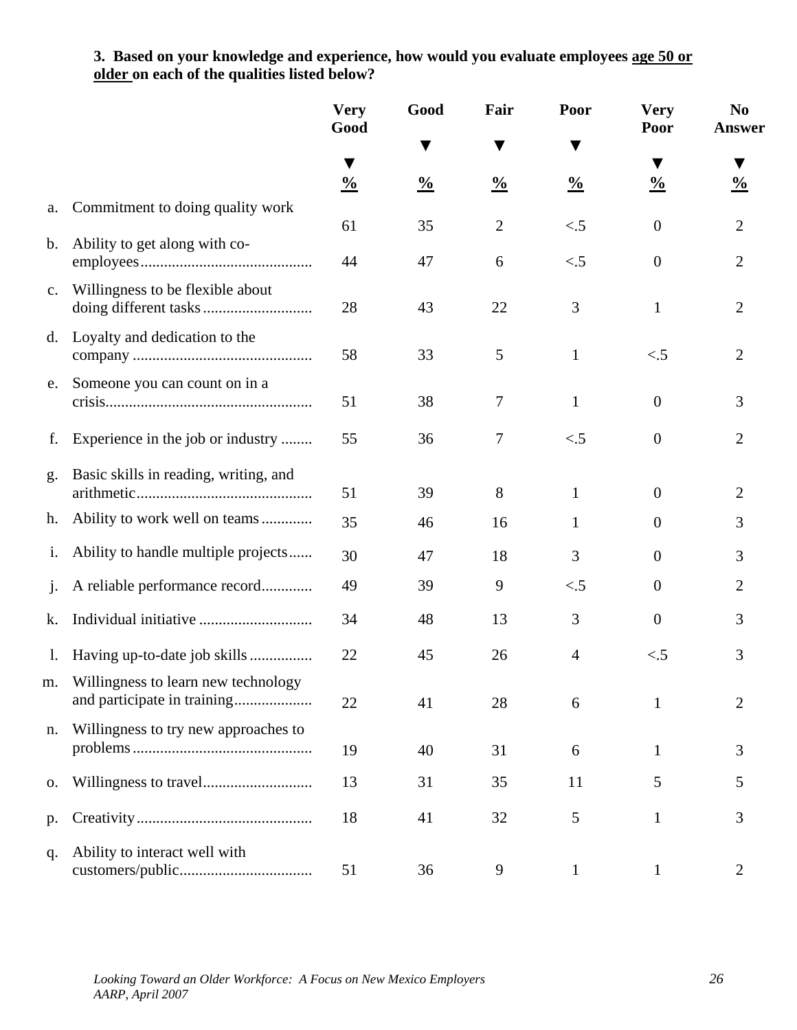**3. Based on your knowledge and experience, how would you evaluate employees <u>age 50 or older</u> on each of the qualities listed below?**

| | | Very Good % | Good % | Fair % | Poor % | Very Poor % | No Answer % |
|---|---|---|---|---|---|---|---|
| a. | Commitment to doing quality work | 61 | 35 | 2 | <.5 | 0 | 2 |
| b. | Ability to get along with co-employees | 44 | 47 | 6 | <.5 | 0 | 2 |
| c. | Willingness to be flexible about doing different tasks | 28 | 43 | 22 | 3 | 1 | 2 |
| d. | Loyalty and dedication to the company | 58 | 33 | 5 | 1 | <.5 | 2 |
| e. | Someone you can count on in a crisis | 51 | 38 | 7 | 1 | 0 | 3 |
| f. | Experience in the job or industry | 55 | 36 | 7 | <.5 | 0 | 2 |
| g. | Basic skills in reading, writing, and arithmetic | 51 | 39 | 8 | 1 | 0 | 2 |
| h. | Ability to work well on teams | 35 | 46 | 16 | 1 | 0 | 3 |
| i. | Ability to handle multiple projects | 30 | 47 | 18 | 3 | 0 | 3 |
| j. | A reliable performance record | 49 | 39 | 9 | <.5 | 0 | 2 |
| k. | Individual initiative | 34 | 48 | 13 | 3 | 0 | 3 |
| l. | Having up-to-date job skills | 22 | 45 | 26 | 4 | <.5 | 3 |
| m. | Willingness to learn new technology and participate in training | 22 | 41 | 28 | 6 | 1 | 2 |
| n. | Willingness to try new approaches to problems | 19 | 40 | 31 | 6 | 1 | 3 |
| o. | Willingness to travel | 13 | 31 | 35 | 11 | 5 | 5 |
| p. | Creativity | 18 | 41 | 32 | 5 | 1 | 3 |
| q. | Ability to interact well with customers/public | 51 | 36 | 9 | 1 | 1 | 2 |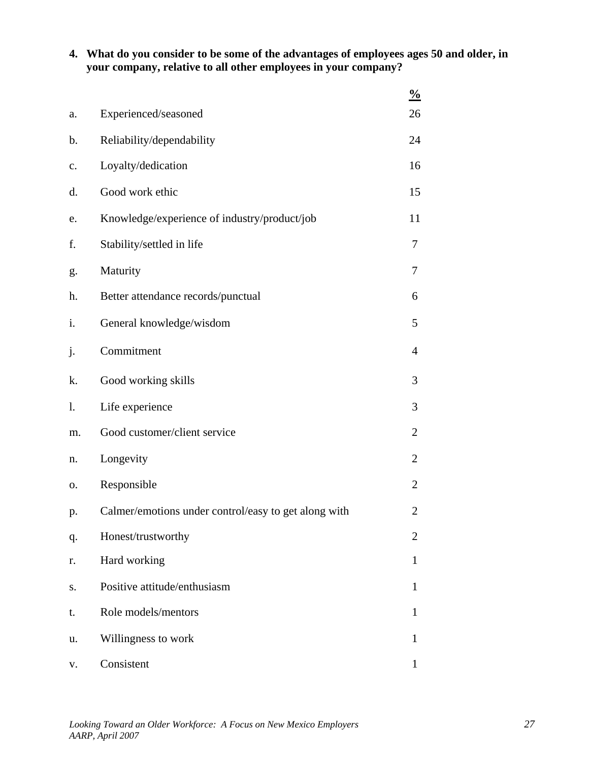**4. What do you consider to be some of the advantages of employees ages 50 and older, in your company, relative to all other employees in your company?**

| | | % |
|---|---|---|
| a. | Experienced/seasoned | 26 |
| b. | Reliability/dependability | 24 |
| c. | Loyalty/dedication | 16 |
| d. | Good work ethic | 15 |
| e. | Knowledge/experience of industry/product/job | 11 |
| f. | Stability/settled in life | 7 |
| g. | Maturity | 7 |
| h. | Better attendance records/punctual | 6 |
| i. | General knowledge/wisdom | 5 |
| j. | Commitment | 4 |
| k. | Good working skills | 3 |
| l. | Life experience | 3 |
| m. | Good customer/client service | 2 |
| n. | Longevity | 2 |
| o. | Responsible | 2 |
| p. | Calmer/emotions under control/easy to get along with | 2 |
| q. | Honest/trustworthy | 2 |
| r. | Hard working | 1 |
| s. | Positive attitude/enthusiasm | 1 |
| t. | Role models/mentors | 1 |
| u. | Willingness to work | 1 |
| v. | Consistent | 1 |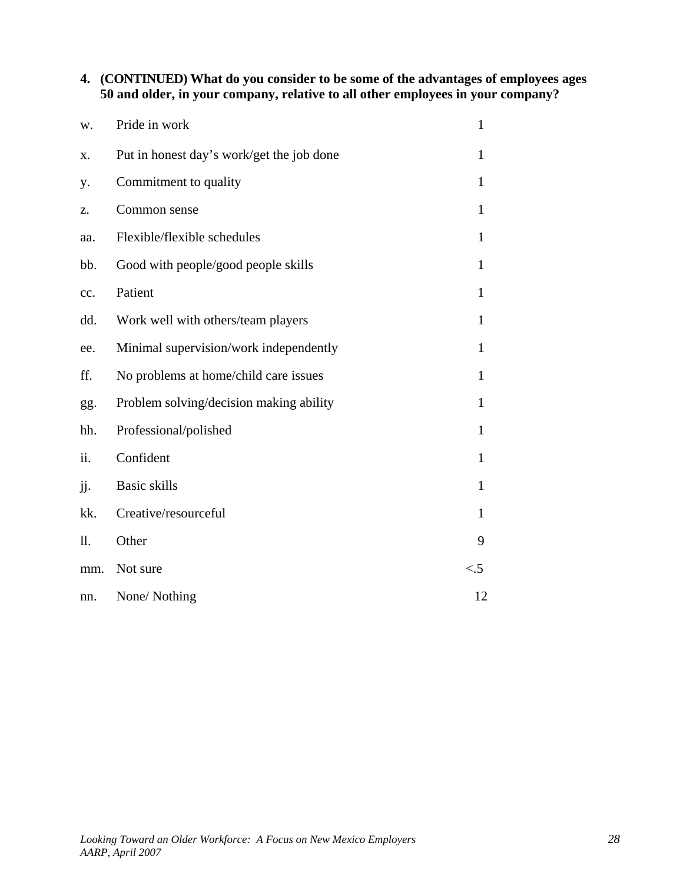**4. (CONTINUED) What do you consider to be some of the advantages of employees ages 50 and older, in your company, relative to all other employees in your company?**

| | | |
|---|---|---|
| w. | Pride in work | 1 |
| x. | Put in honest day's work/get the job done | 1 |
| y. | Commitment to quality | 1 |
| z. | Common sense | 1 |
| aa. | Flexible/flexible schedules | 1 |
| bb. | Good with people/good people skills | 1 |
| cc. | Patient | 1 |
| dd. | Work well with others/team players | 1 |
| ee. | Minimal supervision/work independently | 1 |
| ff. | No problems at home/child care issues | 1 |
| gg. | Problem solving/decision making ability | 1 |
| hh. | Professional/polished | 1 |
| ii. | Confident | 1 |
| jj. | Basic skills | 1 |
| kk. | Creative/resourceful | 1 |
| ll. | Other | 9 |
| mm. | Not sure | <.5 |
| nn. | None/ Nothing | 12 |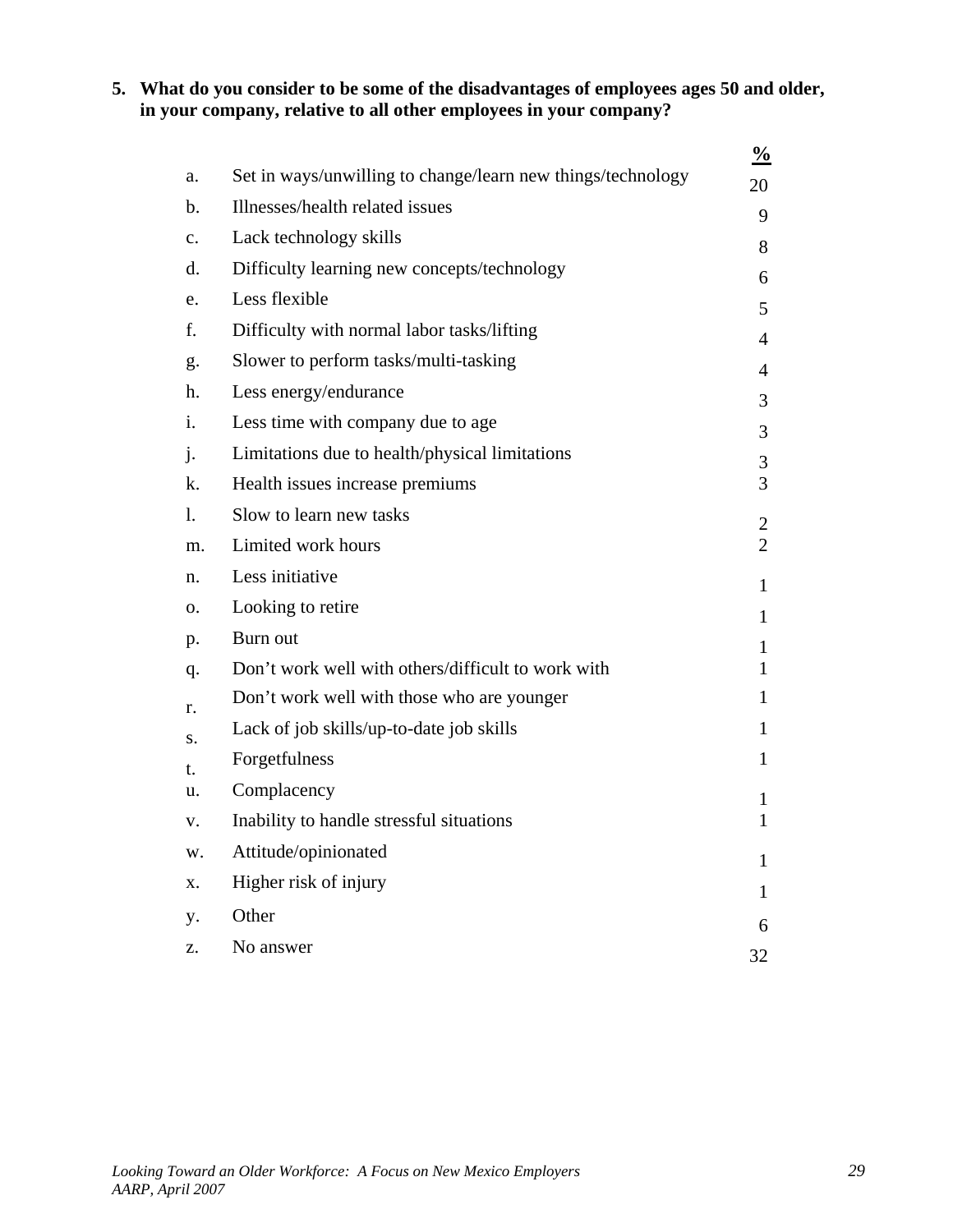**5. What do you consider to be some of the disadvantages of employees ages 50 and older, in your company, relative to all other employees in your company?**

| | | % |
|---|---|---|
| a. | Set in ways/unwilling to change/learn new things/technology | 20 |
| b. | Illnesses/health related issues | 9 |
| c. | Lack technology skills | 8 |
| d. | Difficulty learning new concepts/technology | 6 |
| e. | Less flexible | 5 |
| f. | Difficulty with normal labor tasks/lifting | 4 |
| g. | Slower to perform tasks/multi-tasking | 4 |
| h. | Less energy/endurance | 3 |
| i. | Less time with company due to age | 3 |
| j. | Limitations due to health/physical limitations | 3 |
| k. | Health issues increase premiums | 3 |
| l. | Slow to learn new tasks | 2 |
| m. | Limited work hours | 2 |
| n. | Less initiative | 1 |
| o. | Looking to retire | 1 |
| p. | Burn out | 1 |
| q. | Don't work well with others/difficult to work with | 1 |
| r. | Don't work well with those who are younger | 1 |
| s. | Lack of job skills/up-to-date job skills | 1 |
| t. | Forgetfulness | 1 |
| u. | Complacency | 1 |
| v. | Inability to handle stressful situations | 1 |
| w. | Attitude/opinionated | 1 |
| x. | Higher risk of injury | 1 |
| y. | Other | 6 |
| z. | No answer | 32 |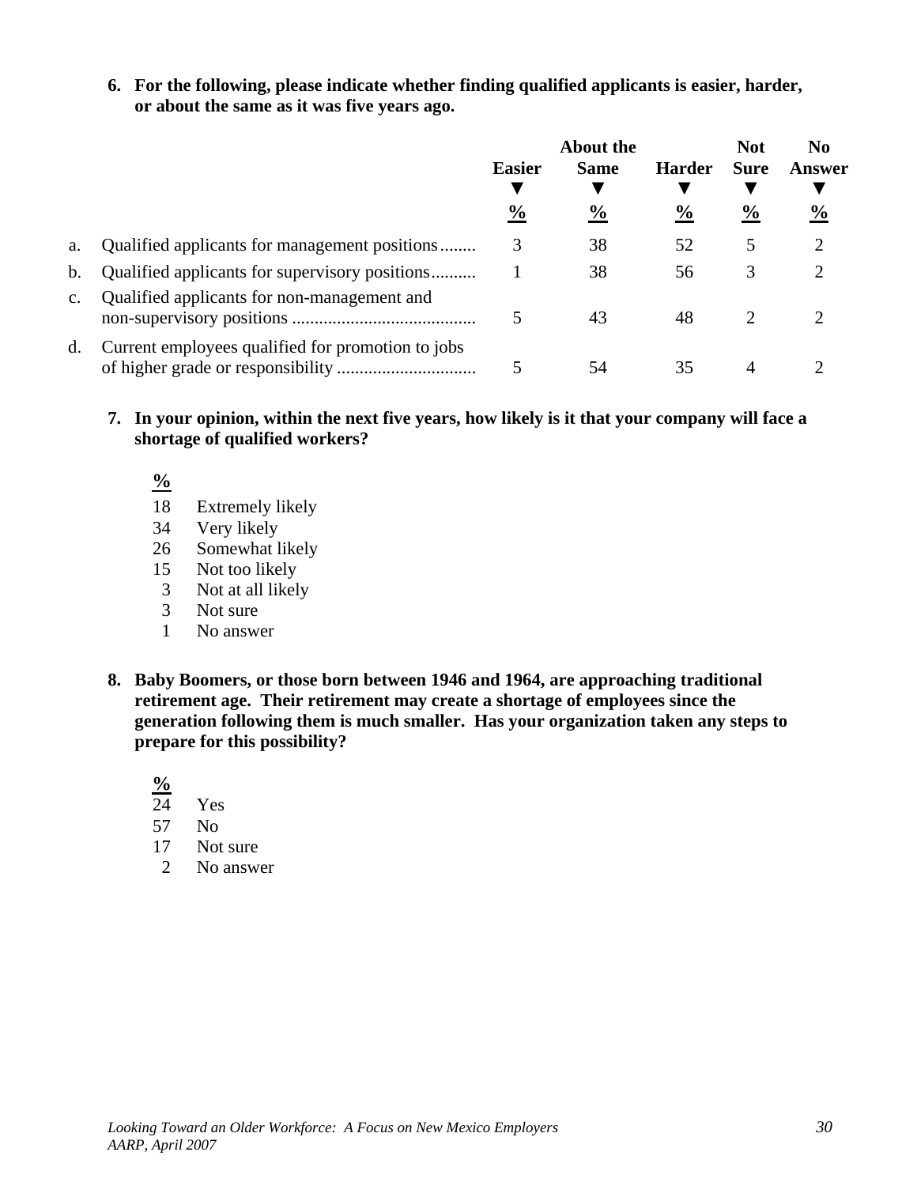**6. For the following, please indicate whether finding qualified applicants is easier, harder, or about the same as it was five years ago.**

| | | Easier<br>% | About the Same<br>% | Harder<br>% | Not Sure<br>% | No Answer<br>% |
|---|---|---|---|---|---|---|
| a. | Qualified applicants for management positions | 3 | 38 | 52 | 5 | 2 |
| b. | Qualified applicants for supervisory positions | 1 | 38 | 56 | 3 | 2 |
| c. | Qualified applicants for non-management and non-supervisory positions | 5 | 43 | 48 | 2 | 2 |
| d. | Current employees qualified for promotion to jobs of higher grade or responsibility | 5 | 54 | 35 | 4 | 2 |

**7. In your opinion, within the next five years, how likely is it that your company will face a shortage of qualified workers?**

| % | |
|---|---|
| 18 | Extremely likely |
| 34 | Very likely |
| 26 | Somewhat likely |
| 15 | Not too likely |
| 3 | Not at all likely |
| 3 | Not sure |
| 1 | No answer |

**8. Baby Boomers, or those born between 1946 and 1964, are approaching traditional retirement age. Their retirement may create a shortage of employees since the generation following them is much smaller. Has your organization taken any steps to prepare for this possibility?**

| % | |
|---|---|
| 24 | Yes |
| 57 | No |
| 17 | Not sure |
| 2 | No answer |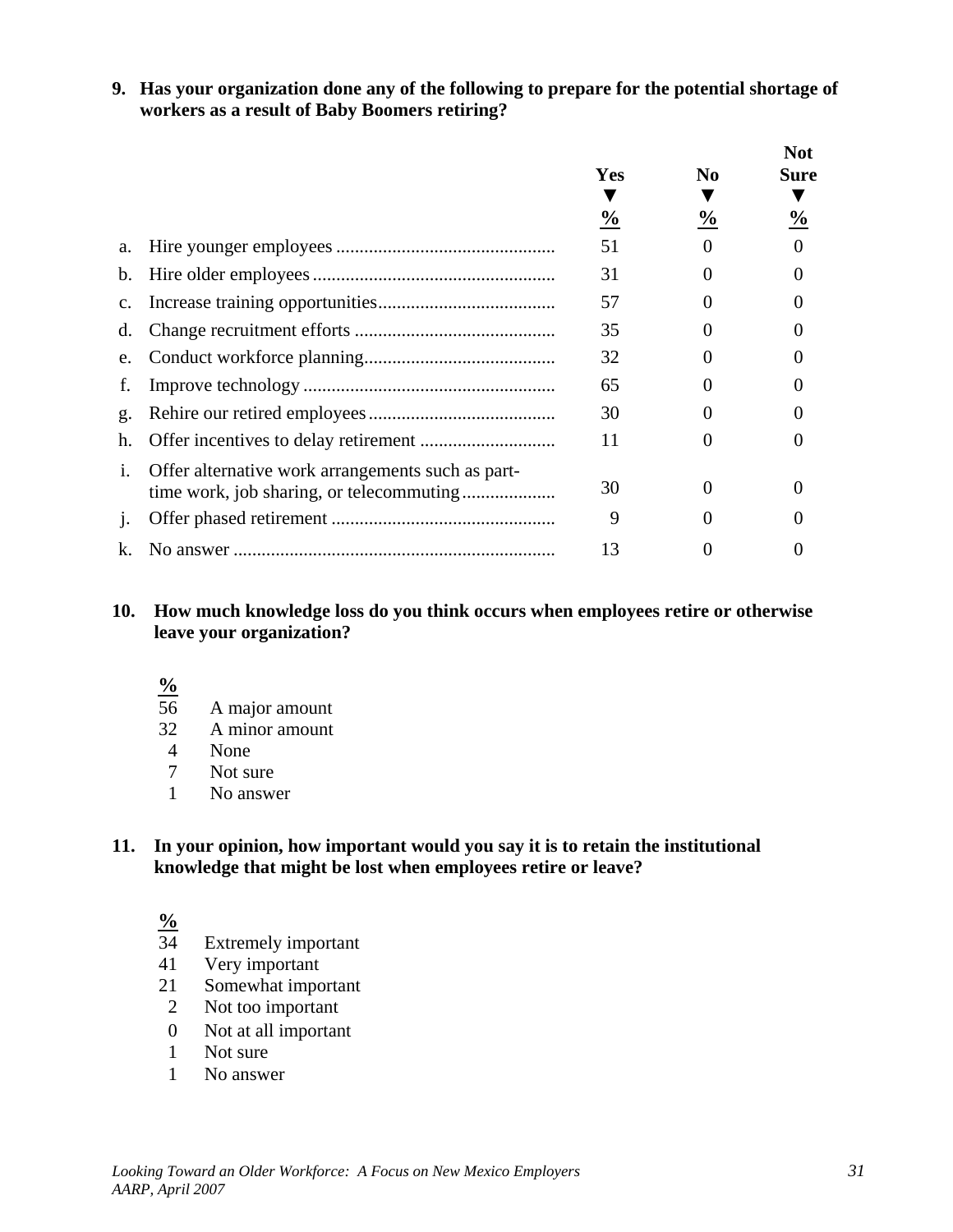**9. Has your organization done any of the following to prepare for the potential shortage of workers as a result of Baby Boomers retiring?**

| | | Yes % | No % | Not Sure % |
|---|---|---|---|---|
| a. | Hire younger employees | 51 | 0 | 0 |
| b. | Hire older employees | 31 | 0 | 0 |
| c. | Increase training opportunities | 57 | 0 | 0 |
| d. | Change recruitment efforts | 35 | 0 | 0 |
| e. | Conduct workforce planning | 32 | 0 | 0 |
| f. | Improve technology | 65 | 0 | 0 |
| g. | Rehire our retired employees | 30 | 0 | 0 |
| h. | Offer incentives to delay retirement | 11 | 0 | 0 |
| i. | Offer alternative work arrangements such as part-time work, job sharing, or telecommuting | 30 | 0 | 0 |
| j. | Offer phased retirement | 9 | 0 | 0 |
| k. | No answer | 13 | 0 | 0 |

**10. How much knowledge loss do you think occurs when employees retire or otherwise leave your organization?**

| % | |
|---|---|
| 56 | A major amount |
| 32 | A minor amount |
| 4 | None |
| 7 | Not sure |
| 1 | No answer |

**11. In your opinion, how important would you say it is to retain the institutional knowledge that might be lost when employees retire or leave?**

| % | |
|---|---|
| 34 | Extremely important |
| 41 | Very important |
| 21 | Somewhat important |
| 2 | Not too important |
| 0 | Not at all important |
| 1 | Not sure |
| 1 | No answer |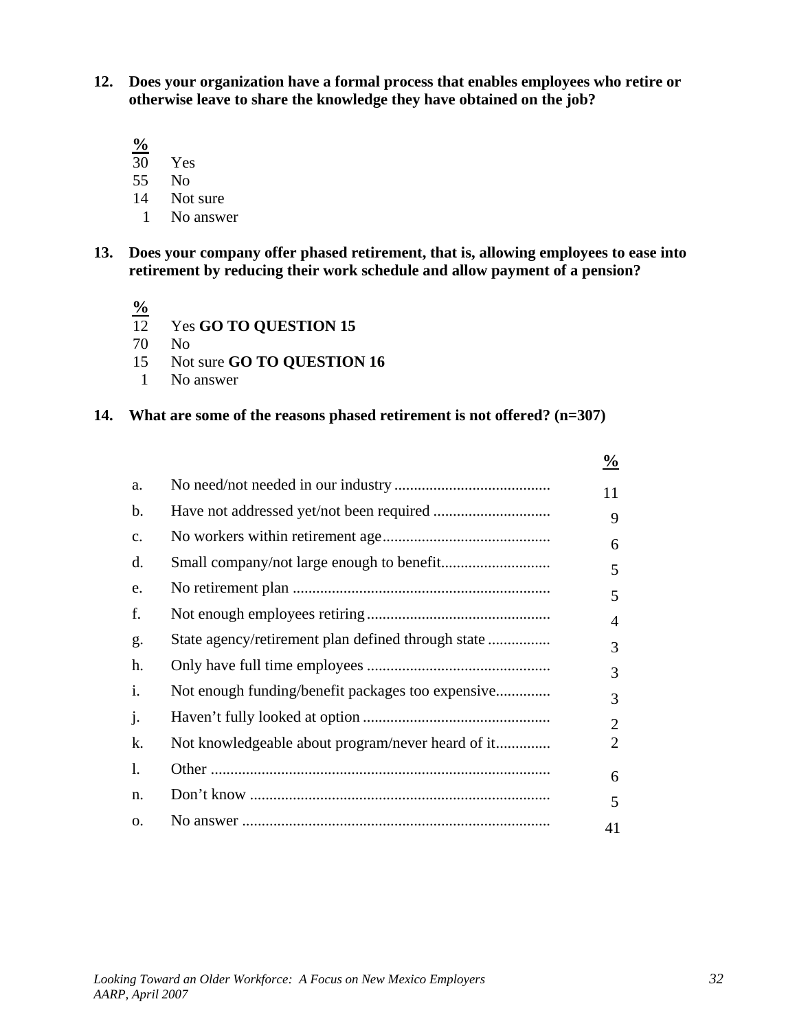**12. Does your organization have a formal process that enables employees who retire or otherwise leave to share the knowledge they have obtained on the job?**

| % | |
|---|---|
| 30 | Yes |
| 55 | No |
| 14 | Not sure |
| 1 | No answer |

**13. Does your company offer phased retirement, that is, allowing employees to ease into retirement by reducing their work schedule and allow payment of a pension?**

| % | |
|---|---|
| 12 | Yes **GO TO QUESTION 15** |
| 70 | No |
| 15 | Not sure **GO TO QUESTION 16** |
| 1 | No answer |

**14. What are some of the reasons phased retirement is not offered? (n=307)**

| | | % |
|---|---|---|
| a. | No need/not needed in our industry | 11 |
| b. | Have not addressed yet/not been required | 9 |
| c. | No workers within retirement age | 6 |
| d. | Small company/not large enough to benefit | 5 |
| e. | No retirement plan | 5 |
| f. | Not enough employees retiring | 4 |
| g. | State agency/retirement plan defined through state | 3 |
| h. | Only have full time employees | 3 |
| i. | Not enough funding/benefit packages too expensive | 3 |
| j. | Haven't fully looked at option | 2 |
| k. | Not knowledgeable about program/never heard of it | 2 |
| l. | Other | 6 |
| n. | Don't know | 5 |
| o. | No answer | 41 |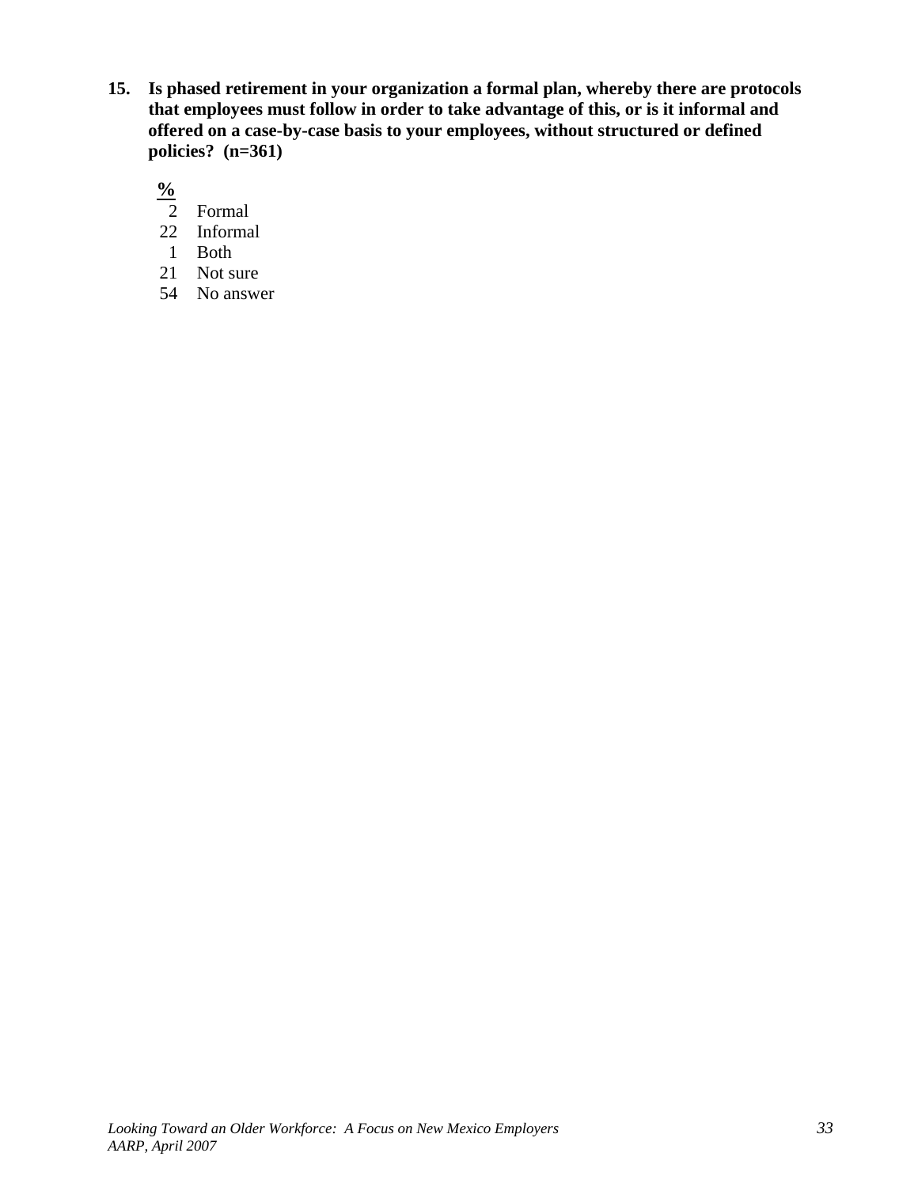**15. Is phased retirement in your organization a formal plan, whereby there are protocols that employees must follow in order to take advantage of this, or is it informal and offered on a case-by-case basis to your employees, without structured or defined policies? (n=361)**

| % | |
|---|---|
| 2 | Formal |
| 22 | Informal |
| 1 | Both |
| 21 | Not sure |
| 54 | No answer |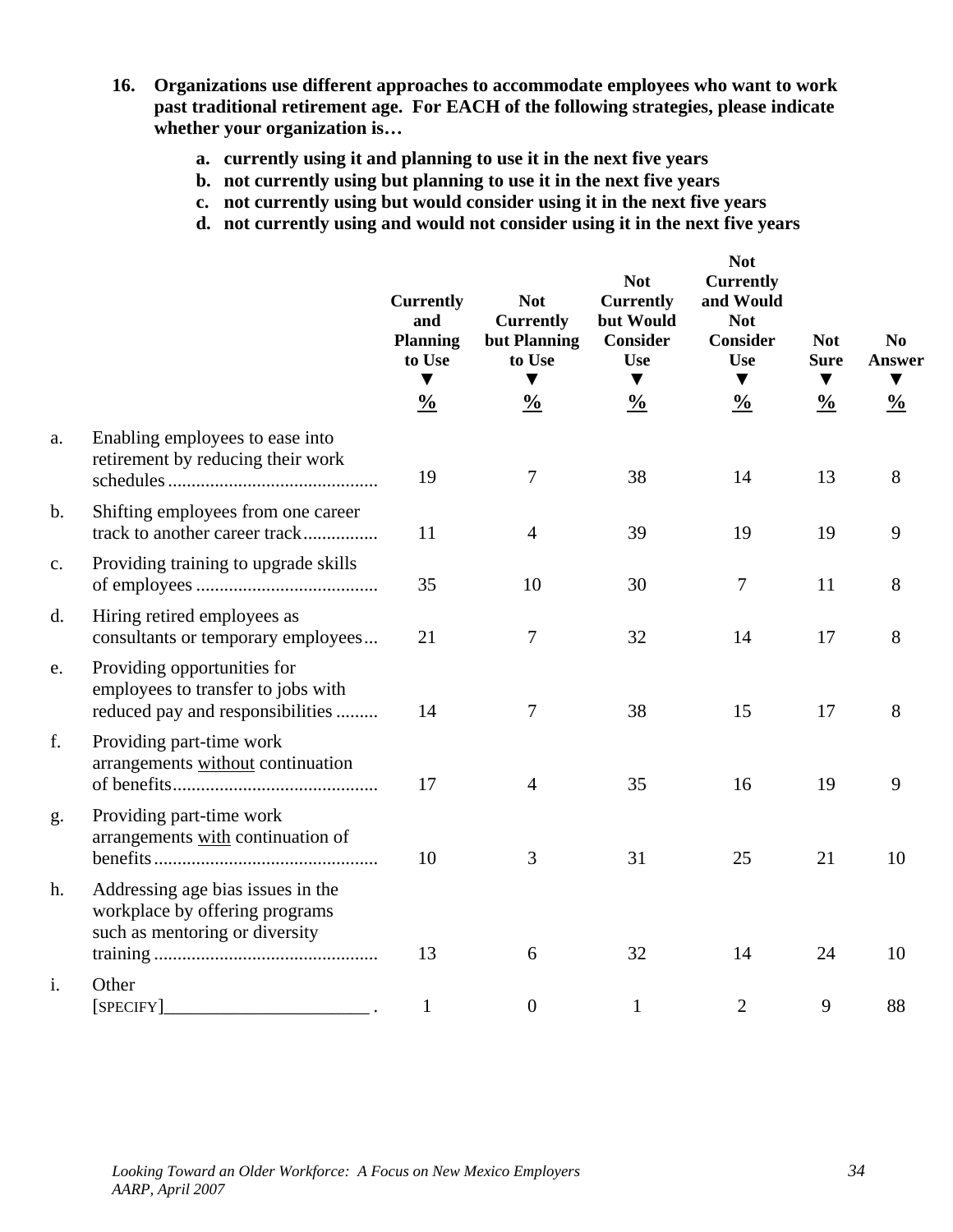**16. Organizations use different approaches to accommodate employees who want to work past traditional retirement age. For EACH of the following strategies, please indicate whether your organization is…**

- **a. currently using it and planning to use it in the next five years**
- **b. not currently using but planning to use it in the next five years**
- **c. not currently using but would consider using it in the next five years**
- **d. not currently using and would not consider using it in the next five years**

| | | Currently and Planning to Use ▼ % | Not Currently but Planning to Use ▼ % | Not Currently but Would Consider Use ▼ % | Not Currently and Would Not Consider Use ▼ % | Not Sure ▼ % | No Answer ▼ % |
|---|---|---|---|---|---|---|---|
| a. | Enabling employees to ease into retirement by reducing their work schedules | 19 | 7 | 38 | 14 | 13 | 8 |
| b. | Shifting employees from one career track to another career track | 11 | 4 | 39 | 19 | 19 | 9 |
| c. | Providing training to upgrade skills of employees | 35 | 10 | 30 | 7 | 11 | 8 |
| d. | Hiring retired employees as consultants or temporary employees | 21 | 7 | 32 | 14 | 17 | 8 |
| e. | Providing opportunities for employees to transfer to jobs with reduced pay and responsibilities | 14 | 7 | 38 | 15 | 17 | 8 |
| f. | Providing part-time work arrangements <u>without</u> continuation of benefits | 17 | 4 | 35 | 16 | 19 | 9 |
| g. | Providing part-time work arrangements <u>with</u> continuation of benefits | 10 | 3 | 31 | 25 | 21 | 10 |
| h. | Addressing age bias issues in the workplace by offering programs such as mentoring or diversity training | 13 | 6 | 32 | 14 | 24 | 10 |
| i. | Other [SPECIFY]______________________ | 1 | 0 | 1 | 2 | 9 | 88 |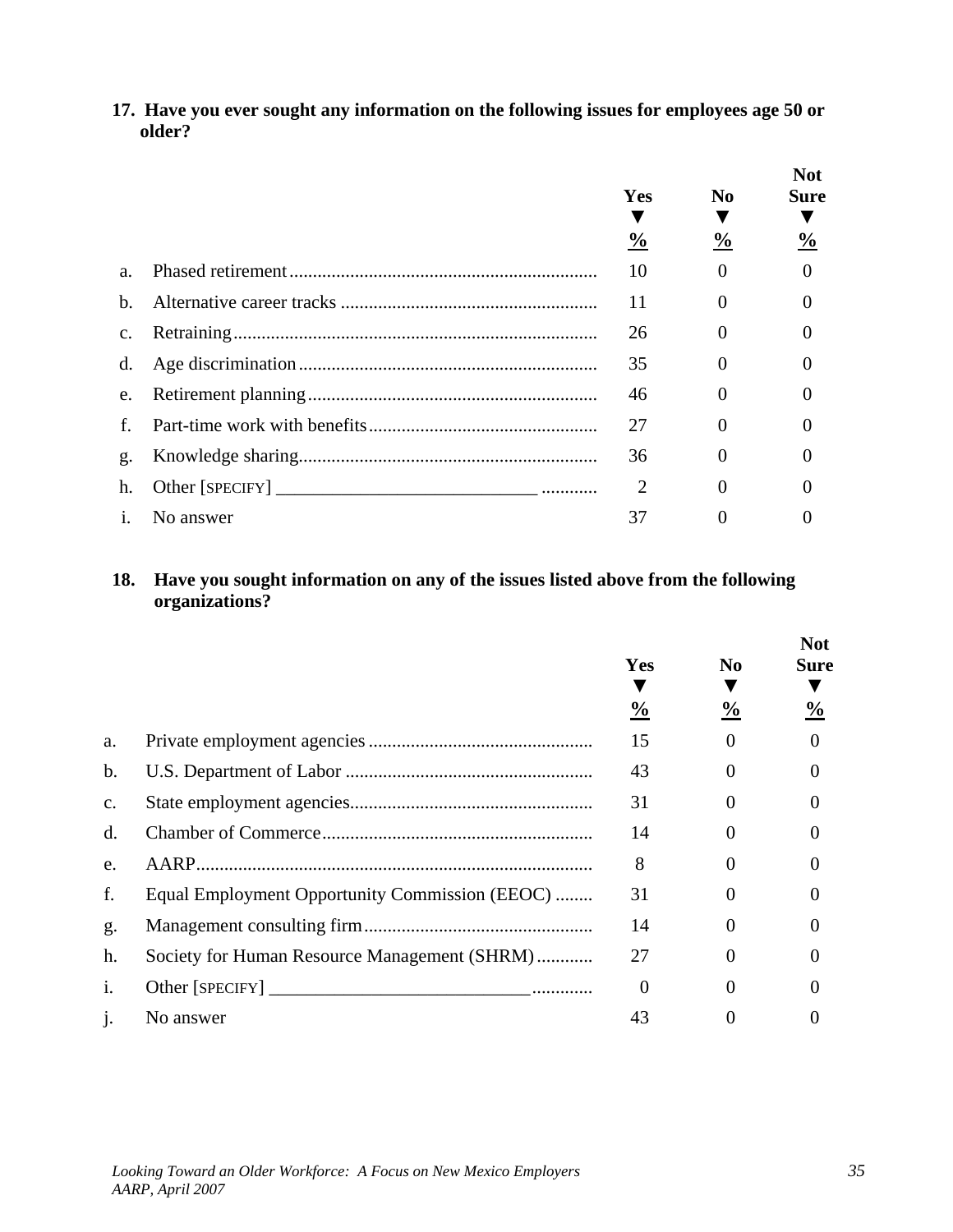**17. Have you ever sought any information on the following issues for employees age 50 or older?**

| | | Yes ▼ % | No ▼ % | Not Sure ▼ % |
|---|---|---|---|---|
| a. | Phased retirement | 10 | 0 | 0 |
| b. | Alternative career tracks | 11 | 0 | 0 |
| c. | Retraining | 26 | 0 | 0 |
| d. | Age discrimination | 35 | 0 | 0 |
| e. | Retirement planning | 46 | 0 | 0 |
| f. | Part-time work with benefits | 27 | 0 | 0 |
| g. | Knowledge sharing | 36 | 0 | 0 |
| h. | Other [SPECIFY] ___________________________ | 2 | 0 | 0 |
| i. | No answer | 37 | 0 | 0 |

**18. Have you sought information on any of the issues listed above from the following organizations?**

| | | Yes ▼ % | No ▼ % | Not Sure ▼ % |
|---|---|---|---|---|
| a. | Private employment agencies | 15 | 0 | 0 |
| b. | U.S. Department of Labor | 43 | 0 | 0 |
| c. | State employment agencies | 31 | 0 | 0 |
| d. | Chamber of Commerce | 14 | 0 | 0 |
| e. | AARP | 8 | 0 | 0 |
| f. | Equal Employment Opportunity Commission (EEOC) | 31 | 0 | 0 |
| g. | Management consulting firm | 14 | 0 | 0 |
| h. | Society for Human Resource Management (SHRM) | 27 | 0 | 0 |
| i. | Other [SPECIFY] ___________________________ | 0 | 0 | 0 |
| j. | No answer | 43 | 0 | 0 |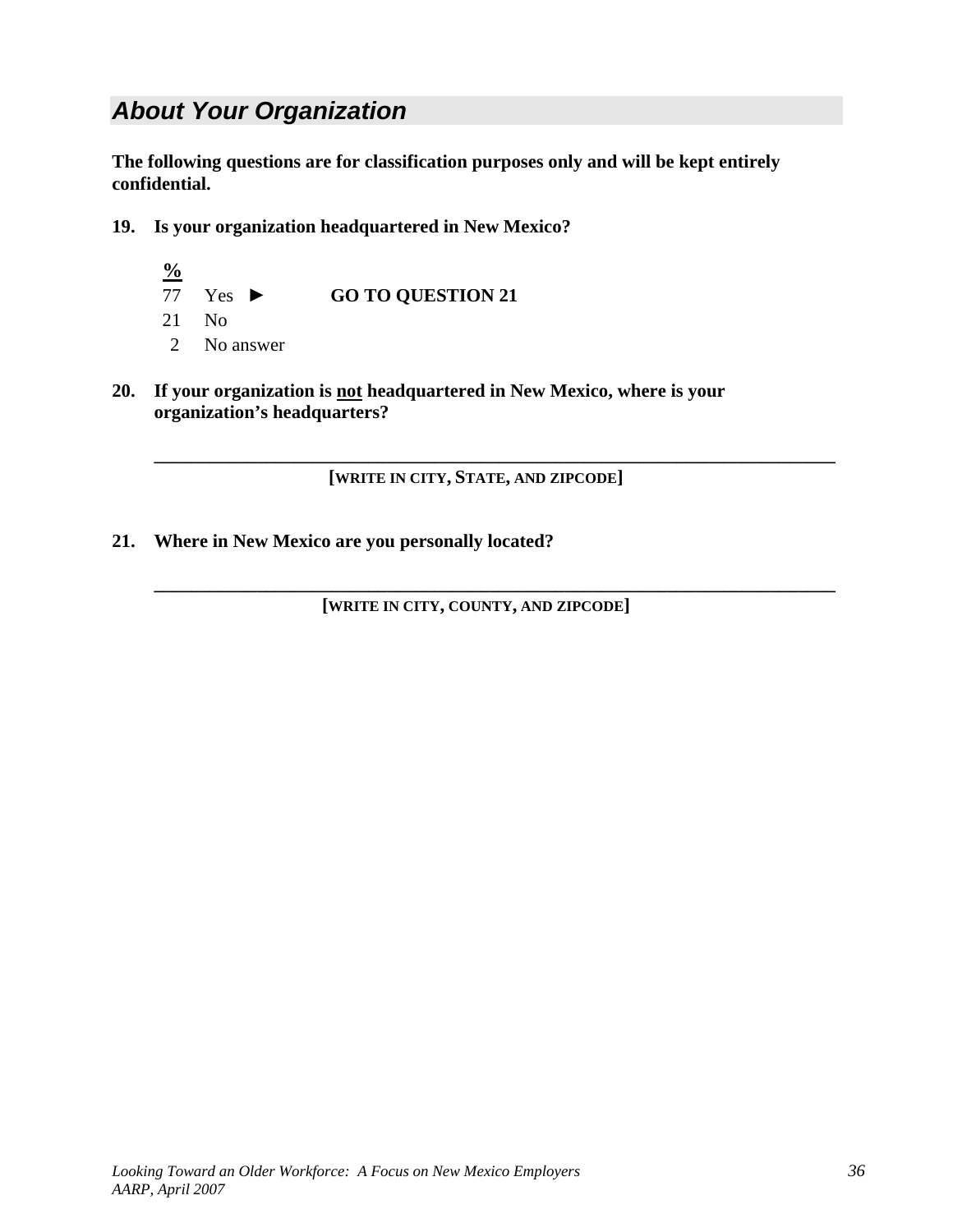## *About Your Organization*

**The following questions are for classification purposes only and will be kept entirely confidential.**

**19. Is your organization headquartered in New Mexico?**

| % | | |
|---|---|---|
| 77 | Yes ► | **GO TO QUESTION 21** |
| 21 | No | |
| 2 | No answer | |

**20. If your organization is <u>not</u> headquartered in New Mexico, where is your organization's headquarters?**

\_\_\_\_\_\_\_\_\_\_\_\_\_\_\_\_\_\_\_\_\_\_\_\_\_\_\_\_\_\_\_\_\_\_\_\_\_\_\_\_\_\_\_\_\_\_\_\_\_\_\_\_\_\_\_\_\_\_\_\_\_\_

**[WRITE IN CITY, STATE, AND ZIPCODE]**

**21. Where in New Mexico are you personally located?**

\_\_\_\_\_\_\_\_\_\_\_\_\_\_\_\_\_\_\_\_\_\_\_\_\_\_\_\_\_\_\_\_\_\_\_\_\_\_\_\_\_\_\_\_\_\_\_\_\_\_\_\_\_\_\_\_\_\_\_\_\_\_

**[WRITE IN CITY, COUNTY, AND ZIPCODE]**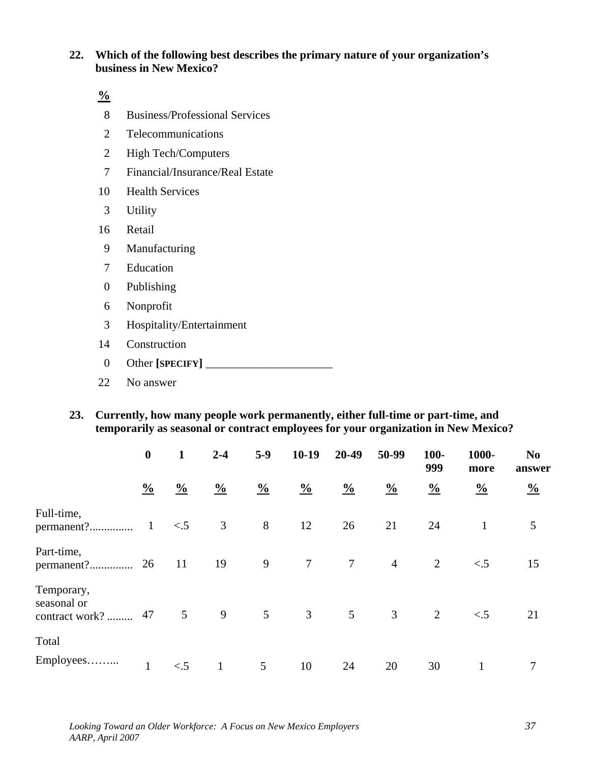**22. Which of the following best describes the primary nature of your organization's business in New Mexico?**

| % | |
|---|---|
| 8 | Business/Professional Services |
| 2 | Telecommunications |
| 2 | High Tech/Computers |
| 7 | Financial/Insurance/Real Estate |
| 10 | Health Services |
| 3 | Utility |
| 16 | Retail |
| 9 | Manufacturing |
| 7 | Education |
| 0 | Publishing |
| 6 | Nonprofit |
| 3 | Hospitality/Entertainment |
| 14 | Construction |
| 0 | Other **[SPECIFY]** ______________________ |
| 22 | No answer |

**23. Currently, how many people work permanently, either full-time or part-time, and temporarily as seasonal or contract employees for your organization in New Mexico?**

| | 0 | 1 | 2-4 | 5-9 | 10-19 | 20-49 | 50-99 | 100-999 | 1000-more | No answer |
|---|---|---|---|---|---|---|---|---|---|---|
| | % | % | % | % | % | % | % | % | % | % |
| Full-time, permanent?.............. | 1 | <.5 | 3 | 8 | 12 | 26 | 21 | 24 | 1 | 5 |
| Part-time, permanent?.............. | 26 | 11 | 19 | 9 | 7 | 7 | 4 | 2 | <.5 | 15 |
| Temporary, seasonal or contract work? ......... | 47 | 5 | 9 | 5 | 3 | 5 | 3 | 2 | <.5 | 21 |
| Total Employees……... | 1 | <.5 | 1 | 5 | 10 | 24 | 20 | 30 | 1 | 7 |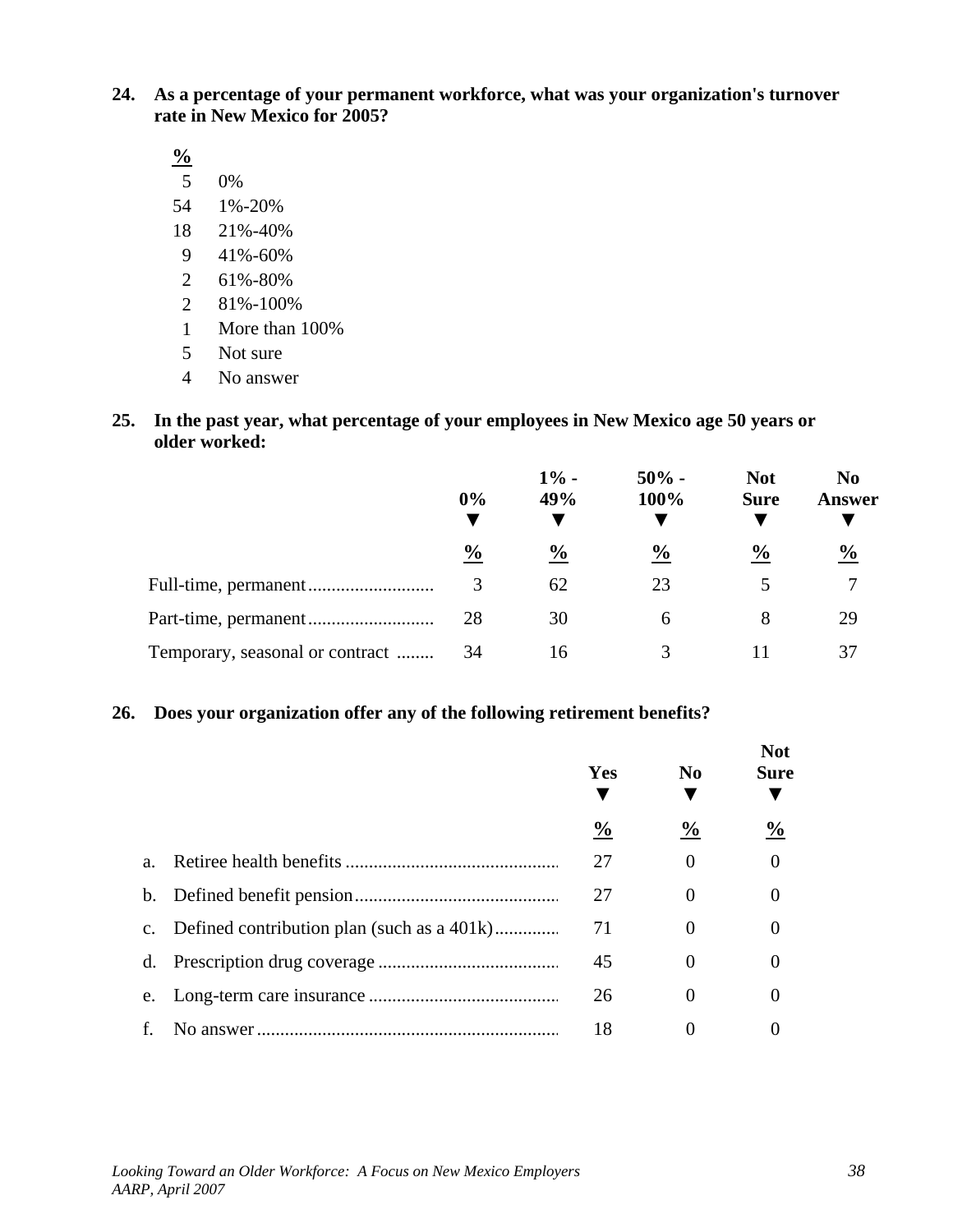**24. As a percentage of your permanent workforce, what was your organization's turnover rate in New Mexico for 2005?**

| % | |
|---|---|
| 5 | 0% |
| 54 | 1%-20% |
| 18 | 21%-40% |
| 9 | 41%-60% |
| 2 | 61%-80% |
| 2 | 81%-100% |
| 1 | More than 100% |
| 5 | Not sure |
| 4 | No answer |

**25. In the past year, what percentage of your employees in New Mexico age 50 years or older worked:**

| | 0% | 1% - 49% | 50% - 100% | Not Sure | No Answer |
|---|---|---|---|---|---|
| | % | % | % | % | % |
| Full-time, permanent | 3 | 62 | 23 | 5 | 7 |
| Part-time, permanent | 28 | 30 | 6 | 8 | 29 |
| Temporary, seasonal or contract | 34 | 16 | 3 | 11 | 37 |

**26. Does your organization offer any of the following retirement benefits?**

| | Yes | No | Not Sure |
|---|---|---|---|
| | % | % | % |
| a. Retiree health benefits | 27 | 0 | 0 |
| b. Defined benefit pension | 27 | 0 | 0 |
| c. Defined contribution plan (such as a 401k) | 71 | 0 | 0 |
| d. Prescription drug coverage | 45 | 0 | 0 |
| e. Long-term care insurance | 26 | 0 | 0 |
| f. No answer | 18 | 0 | 0 |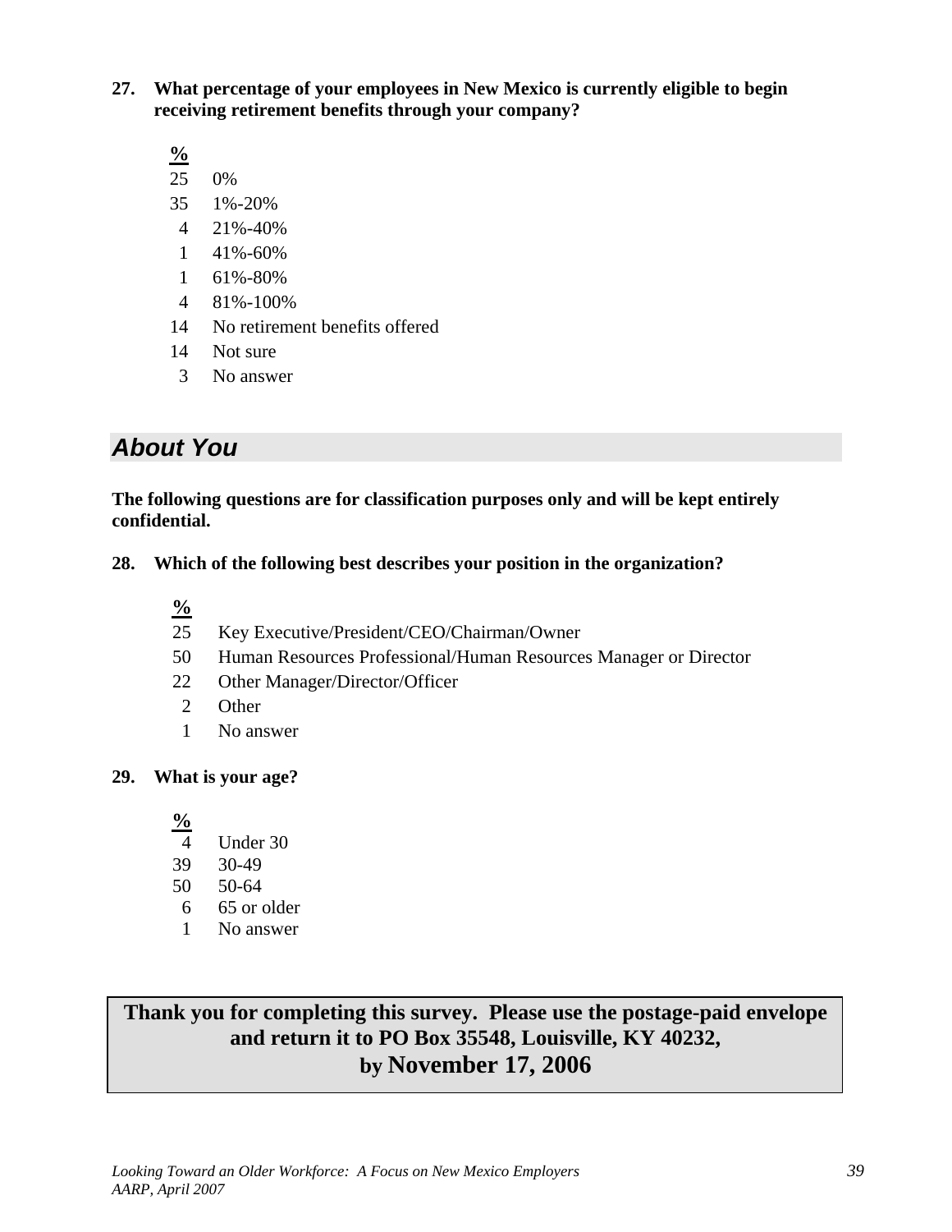**27. What percentage of your employees in New Mexico is currently eligible to begin receiving retirement benefits through your company?**

| % | |
|---|---|
| 25 | 0% |
| 35 | 1%-20% |
| 4 | 21%-40% |
| 1 | 41%-60% |
| 1 | 61%-80% |
| 4 | 81%-100% |
| 14 | No retirement benefits offered |
| 14 | Not sure |
| 3 | No answer |

## *About You*

**The following questions are for classification purposes only and will be kept entirely confidential.**

**28. Which of the following best describes your position in the organization?**

| % | |
|---|---|
| 25 | Key Executive/President/CEO/Chairman/Owner |
| 50 | Human Resources Professional/Human Resources Manager or Director |
| 22 | Other Manager/Director/Officer |
| 2 | Other |
| 1 | No answer |

**29. What is your age?**

| % | |
|---|---|
| 4 | Under 30 |
| 39 | 30-49 |
| 50 | 50-64 |
| 6 | 65 or older |
| 1 | No answer |

**Thank you for completing this survey. Please use the postage-paid envelope and return it to PO Box 35548, Louisville, KY 40232, by November 17, 2006**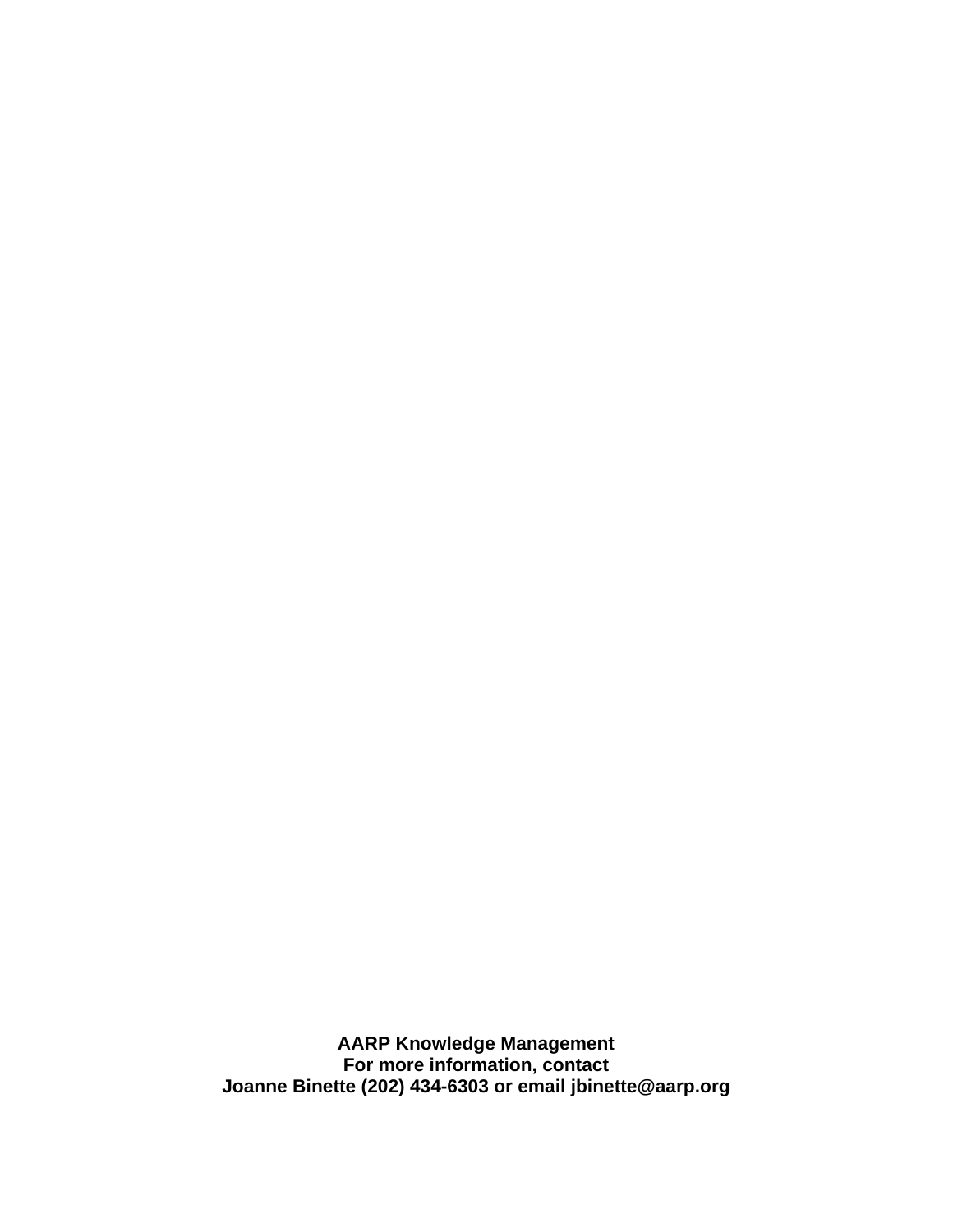**AARP Knowledge Management**
**For more information, contact**
**Joanne Binette (202) 434-6303 or email jbinette@aarp.org**